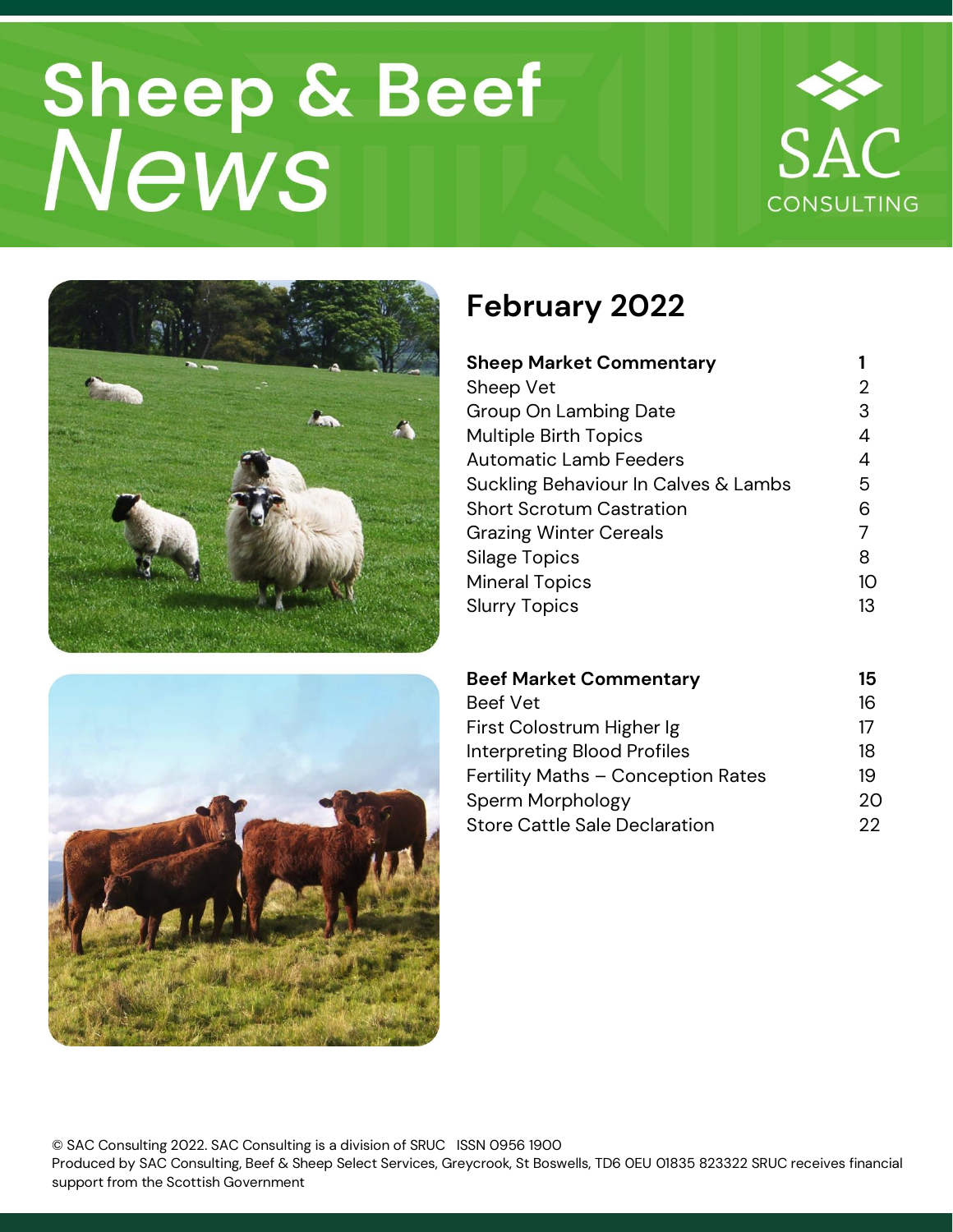# Sheep & Beef *News*

SAC CONSULTING

## February 2022

| | |
|---|---|
| **Sheep Market Commentary** | **1** |
| Sheep Vet | 2 |
| Group On Lambing Date | 3 |
| Multiple Birth Topics | 4 |
| Automatic Lamb Feeders | 4 |
| Suckling Behaviour In Calves & Lambs | 5 |
| Short Scrotum Castration | 6 |
| Grazing Winter Cereals | 7 |
| Silage Topics | 8 |
| Mineral Topics | 10 |
| Slurry Topics | 13 |

| | |
|---|---|
| **Beef Market Commentary** | **15** |
| Beef Vet | 16 |
| First Colostrum Higher Ig | 17 |
| Interpreting Blood Profiles | 18 |
| Fertility Maths – Conception Rates | 19 |
| Sperm Morphology | 20 |
| Store Cattle Sale Declaration | 22 |

© SAC Consulting 2022. SAC Consulting is a division of SRUC ISSN 0956 1900
Produced by SAC Consulting, Beef & Sheep Select Services, Greycrook, St Boswells, TD6 0EU 01835 823322 SRUC receives financial support from the Scottish Government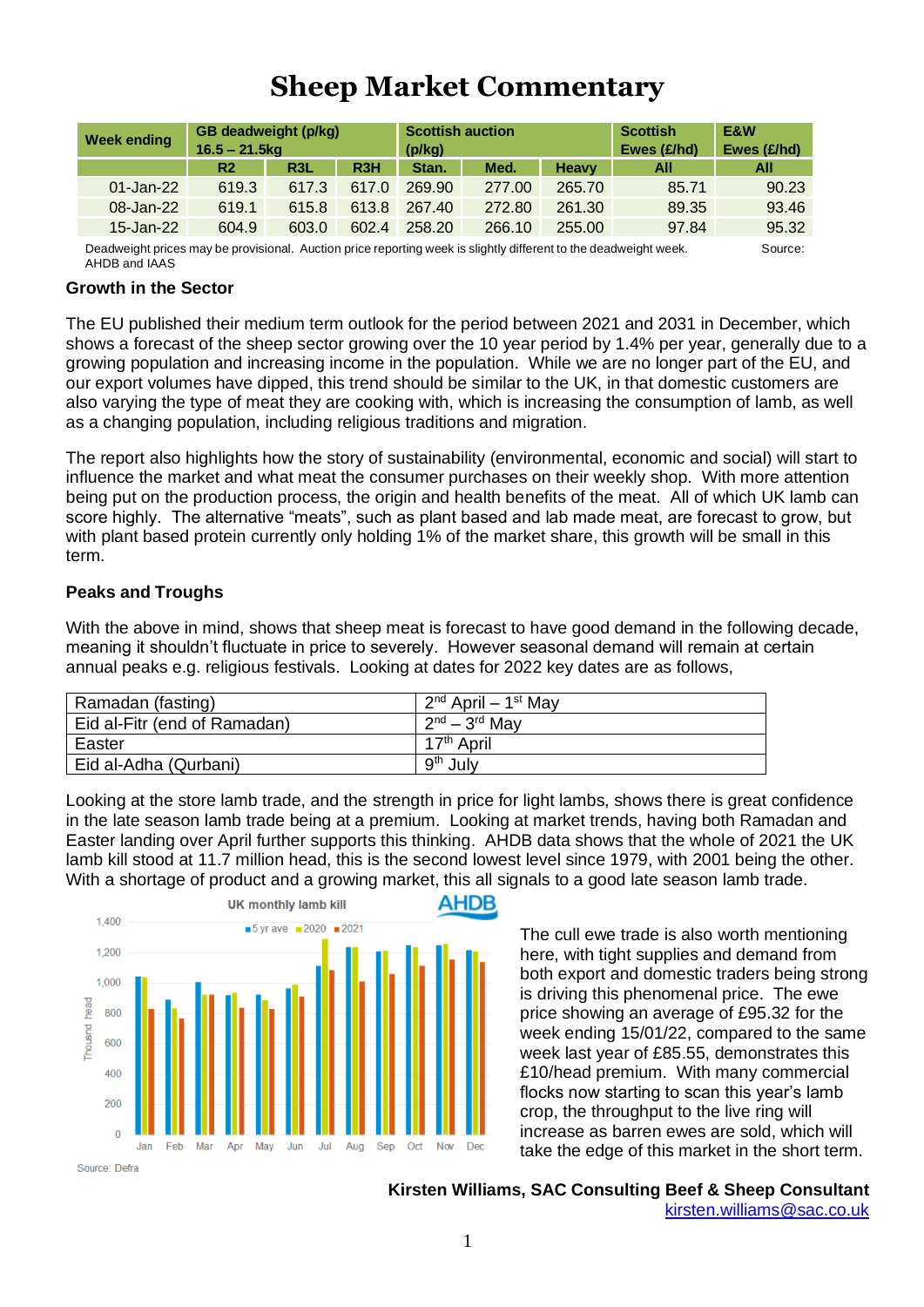# Sheep Market Commentary

| Week ending | GB deadweight (p/kg) 16.5 – 21.5kg | | | Scottish auction (p/kg) | | | Scottish Ewes (£/hd) | E&W Ewes (£/hd) |
|---|---|---|---|---|---|---|---|---|
| | R2 | R3L | R3H | Stan. | Med. | Heavy | All | All |
| 01-Jan-22 | 619.3 | 617.3 | 617.0 | 269.90 | 277.00 | 265.70 | 85.71 | 90.23 |
| 08-Jan-22 | 619.1 | 615.8 | 613.8 | 267.40 | 272.80 | 261.30 | 89.35 | 93.46 |
| 15-Jan-22 | 604.9 | 603.0 | 602.4 | 258.20 | 266.10 | 255.00 | 97.84 | 95.32 |

Deadweight prices may be provisional. Auction price reporting week is slightly different to the deadweight week. Source: AHDB and IAAS

### Growth in the Sector

The EU published their medium term outlook for the period between 2021 and 2031 in December, which shows a forecast of the sheep sector growing over the 10 year period by 1.4% per year, generally due to a growing population and increasing income in the population. While we are no longer part of the EU, and our export volumes have dipped, this trend should be similar to the UK, in that domestic customers are also varying the type of meat they are cooking with, which is increasing the consumption of lamb, as well as a changing population, including religious traditions and migration.

The report also highlights how the story of sustainability (environmental, economic and social) will start to influence the market and what meat the consumer purchases on their weekly shop. With more attention being put on the production process, the origin and health benefits of the meat. All of which UK lamb can score highly. The alternative "meats", such as plant based and lab made meat, are forecast to grow, but with plant based protein currently only holding 1% of the market share, this growth will be small in this term.

### Peaks and Troughs

With the above in mind, shows that sheep meat is forecast to have good demand in the following decade, meaning it shouldn't fluctuate in price to severely. However seasonal demand will remain at certain annual peaks e.g. religious festivals. Looking at dates for 2022 key dates are as follows,

| | |
|---|---|
| Ramadan (fasting) | 2nd April – 1st May |
| Eid al-Fitr (end of Ramadan) | 2nd – 3rd May |
| Easter | 17th April |
| Eid al-Adha (Qurbani) | 9th July |

Looking at the store lamb trade, and the strength in price for light lambs, shows there is great confidence in the late season lamb trade being at a premium. Looking at market trends, having both Ramadan and Easter landing over April further supports this thinking. AHDB data shows that the whole of 2021 the UK lamb kill stood at 11.7 million head, this is the second lowest level since 1979, with 2001 being the other. With a shortage of product and a growing market, this all signals to a good late season lamb trade.

UK monthly lamb kill

Source: Defra

The cull ewe trade is also worth mentioning here, with tight supplies and demand from both export and domestic traders being strong is driving this phenomenal price. The ewe price showing an average of £95.32 for the week ending 15/01/22, compared to the same week last year of £85.55, demonstrates this £10/head premium. With many commercial flocks now starting to scan this year's lamb crop, the throughput to the live ring will increase as barren ewes are sold, which will take the edge of this market in the short term.

**Kirsten Williams, SAC Consulting Beef & Sheep Consultant**
kirsten.williams@sac.co.uk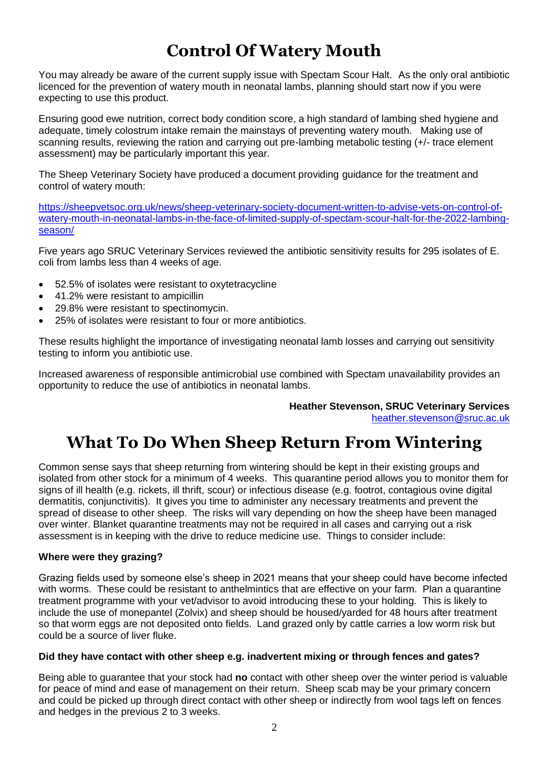# Control Of Watery Mouth

You may already be aware of the current supply issue with Spectam Scour Halt. As the only oral antibiotic licenced for the prevention of watery mouth in neonatal lambs, planning should start now if you were expecting to use this product.

Ensuring good ewe nutrition, correct body condition score, a high standard of lambing shed hygiene and adequate, timely colostrum intake remain the mainstays of preventing watery mouth. Making use of scanning results, reviewing the ration and carrying out pre-lambing metabolic testing (+/- trace element assessment) may be particularly important this year.

The Sheep Veterinary Society have produced a document providing guidance for the treatment and control of watery mouth:

https://sheepvetsoc.org.uk/news/sheep-veterinary-society-document-written-to-advise-vets-on-control-of-watery-mouth-in-neonatal-lambs-in-the-face-of-limited-supply-of-spectam-scour-halt-for-the-2022-lambing-season/

Five years ago SRUC Veterinary Services reviewed the antibiotic sensitivity results for 295 isolates of E. coli from lambs less than 4 weeks of age.

- 52.5% of isolates were resistant to oxytetracycline
- 41.2% were resistant to ampicillin
- 29.8% were resistant to spectinomycin.
- 25% of isolates were resistant to four or more antibiotics.

These results highlight the importance of investigating neonatal lamb losses and carrying out sensitivity testing to inform you antibiotic use.

Increased awareness of responsible antimicrobial use combined with Spectam unavailability provides an opportunity to reduce the use of antibiotics in neonatal lambs.

**Heather Stevenson, SRUC Veterinary Services**
heather.stevenson@sruc.ac.uk

# What To Do When Sheep Return From Wintering

Common sense says that sheep returning from wintering should be kept in their existing groups and isolated from other stock for a minimum of 4 weeks. This quarantine period allows you to monitor them for signs of ill health (e.g. rickets, ill thrift, scour) or infectious disease (e.g. footrot, contagious ovine digital dermatitis, conjunctivitis). It gives you time to administer any necessary treatments and prevent the spread of disease to other sheep. The risks will vary depending on how the sheep have been managed over winter. Blanket quarantine treatments may not be required in all cases and carrying out a risk assessment is in keeping with the drive to reduce medicine use. Things to consider include:

**Where were they grazing?**

Grazing fields used by someone else's sheep in 2021 means that your sheep could have become infected with worms. These could be resistant to anthelmintics that are effective on your farm. Plan a quarantine treatment programme with your vet/advisor to avoid introducing these to your holding. This is likely to include the use of monepantel (Zolvix) and sheep should be housed/yarded for 48 hours after treatment so that worm eggs are not deposited onto fields. Land grazed only by cattle carries a low worm risk but could be a source of liver fluke.

**Did they have contact with other sheep e.g. inadvertent mixing or through fences and gates?**

Being able to guarantee that your stock had **no** contact with other sheep over the winter period is valuable for peace of mind and ease of management on their return. Sheep scab may be your primary concern and could be picked up through direct contact with other sheep or indirectly from wool tags left on fences and hedges in the previous 2 to 3 weeks.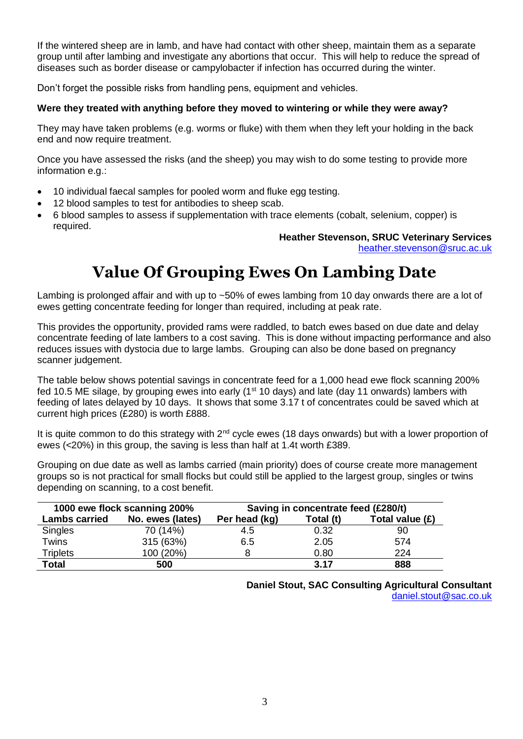If the wintered sheep are in lamb, and have had contact with other sheep, maintain them as a separate group until after lambing and investigate any abortions that occur. This will help to reduce the spread of diseases such as border disease or campylobacter if infection has occurred during the winter.

Don't forget the possible risks from handling pens, equipment and vehicles.

**Were they treated with anything before they moved to wintering or while they were away?**

They may have taken problems (e.g. worms or fluke) with them when they left your holding in the back end and now require treatment.

Once you have assessed the risks (and the sheep) you may wish to do some testing to provide more information e.g.:

- 10 individual faecal samples for pooled worm and fluke egg testing.
- 12 blood samples to test for antibodies to sheep scab.
- 6 blood samples to assess if supplementation with trace elements (cobalt, selenium, copper) is required.

**Heather Stevenson, SRUC Veterinary Services**
heather.stevenson@sruc.ac.uk

# Value Of Grouping Ewes On Lambing Date

Lambing is prolonged affair and with up to ~50% of ewes lambing from 10 day onwards there are a lot of ewes getting concentrate feeding for longer than required, including at peak rate.

This provides the opportunity, provided rams were raddled, to batch ewes based on due date and delay concentrate feeding of late lambers to a cost saving. This is done without impacting performance and also reduces issues with dystocia due to large lambs. Grouping can also be done based on pregnancy scanner judgement.

The table below shows potential savings in concentrate feed for a 1,000 head ewe flock scanning 200% fed 10.5 ME silage, by grouping ewes into early (1st 10 days) and late (day 11 onwards) lambers with feeding of lates delayed by 10 days. It shows that some 3.17 t of concentrates could be saved which at current high prices (£280) is worth £888.

It is quite common to do this strategy with 2nd cycle ewes (18 days onwards) but with a lower proportion of ewes (<20%) in this group, the saving is less than half at 1.4t worth £389.

Grouping on due date as well as lambs carried (main priority) does of course create more management groups so is not practical for small flocks but could still be applied to the largest group, singles or twins depending on scanning, to a cost benefit.

| 1000 ewe flock scanning 200% | | Saving in concentrate feed (£280/t) | | |
|---|---|---|---|---|
| **Lambs carried** | **No. ewes (lates)** | **Per head (kg)** | **Total (t)** | **Total value (£)** |
| Singles | 70 (14%) | 4.5 | 0.32 | 90 |
| Twins | 315 (63%) | 6.5 | 2.05 | 574 |
| Triplets | 100 (20%) | 8 | 0.80 | 224 |
| **Total** | **500** | | **3.17** | **888** |

**Daniel Stout, SAC Consulting Agricultural Consultant**
daniel.stout@sac.co.uk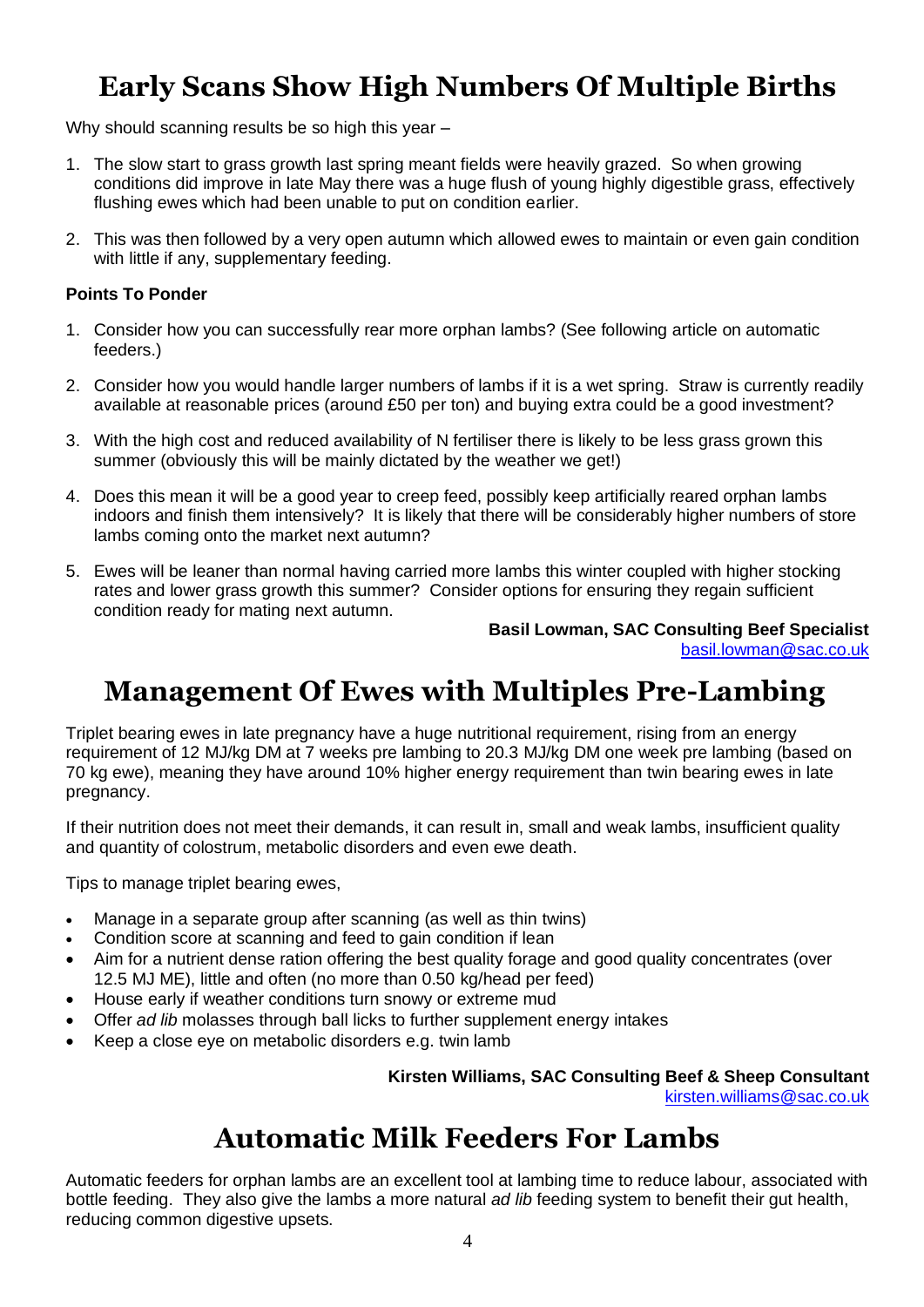# Early Scans Show High Numbers Of Multiple Births

Why should scanning results be so high this year –

1. The slow start to grass growth last spring meant fields were heavily grazed. So when growing conditions did improve in late May there was a huge flush of young highly digestible grass, effectively flushing ewes which had been unable to put on condition earlier.

2. This was then followed by a very open autumn which allowed ewes to maintain or even gain condition with little if any, supplementary feeding.

**Points To Ponder**

1. Consider how you can successfully rear more orphan lambs? (See following article on automatic feeders.)

2. Consider how you would handle larger numbers of lambs if it is a wet spring. Straw is currently readily available at reasonable prices (around £50 per ton) and buying extra could be a good investment?

3. With the high cost and reduced availability of N fertiliser there is likely to be less grass grown this summer (obviously this will be mainly dictated by the weather we get!)

4. Does this mean it will be a good year to creep feed, possibly keep artificially reared orphan lambs indoors and finish them intensively? It is likely that there will be considerably higher numbers of store lambs coming onto the market next autumn?

5. Ewes will be leaner than normal having carried more lambs this winter coupled with higher stocking rates and lower grass growth this summer? Consider options for ensuring they regain sufficient condition ready for mating next autumn.

**Basil Lowman, SAC Consulting Beef Specialist**
basil.lowman@sac.co.uk

# Management Of Ewes with Multiples Pre-Lambing

Triplet bearing ewes in late pregnancy have a huge nutritional requirement, rising from an energy requirement of 12 MJ/kg DM at 7 weeks pre lambing to 20.3 MJ/kg DM one week pre lambing (based on 70 kg ewe), meaning they have around 10% higher energy requirement than twin bearing ewes in late pregnancy.

If their nutrition does not meet their demands, it can result in, small and weak lambs, insufficient quality and quantity of colostrum, metabolic disorders and even ewe death.

Tips to manage triplet bearing ewes,

- Manage in a separate group after scanning (as well as thin twins)
- Condition score at scanning and feed to gain condition if lean
- Aim for a nutrient dense ration offering the best quality forage and good quality concentrates (over 12.5 MJ ME), little and often (no more than 0.50 kg/head per feed)
- House early if weather conditions turn snowy or extreme mud
- Offer *ad lib* molasses through ball licks to further supplement energy intakes
- Keep a close eye on metabolic disorders e.g. twin lamb

**Kirsten Williams, SAC Consulting Beef & Sheep Consultant**
kirsten.williams@sac.co.uk

# Automatic Milk Feeders For Lambs

Automatic feeders for orphan lambs are an excellent tool at lambing time to reduce labour, associated with bottle feeding. They also give the lambs a more natural *ad lib* feeding system to benefit their gut health, reducing common digestive upsets.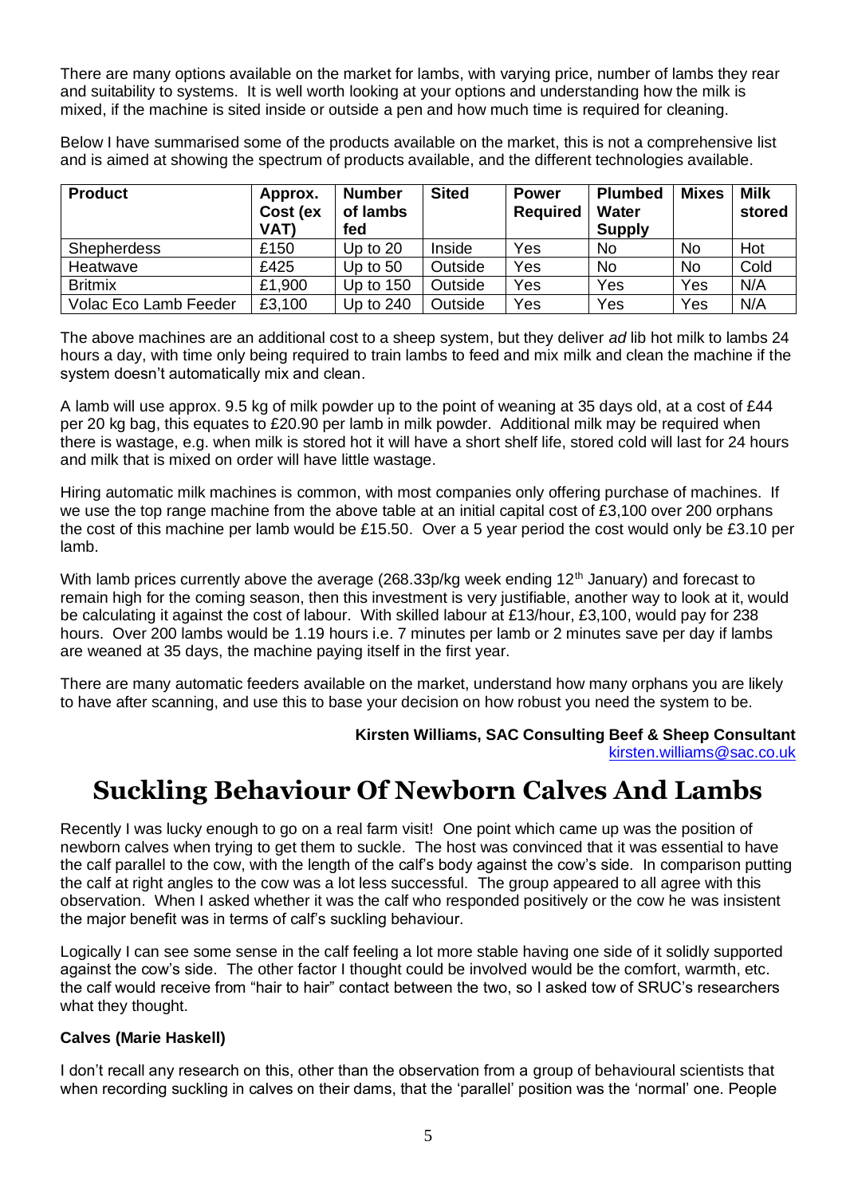There are many options available on the market for lambs, with varying price, number of lambs they rear and suitability to systems. It is well worth looking at your options and understanding how the milk is mixed, if the machine is sited inside or outside a pen and how much time is required for cleaning.

Below I have summarised some of the products available on the market, this is not a comprehensive list and is aimed at showing the spectrum of products available, and the different technologies available.

| Product | Approx. Cost (ex VAT) | Number of lambs fed | Sited | Power Required | Plumbed Water Supply | Mixes | Milk stored |
|---|---|---|---|---|---|---|---|
| Shepherdess | £150 | Up to 20 | Inside | Yes | No | No | Hot |
| Heatwave | £425 | Up to 50 | Outside | Yes | No | No | Cold |
| Britmix | £1,900 | Up to 150 | Outside | Yes | Yes | Yes | N/A |
| Volac Eco Lamb Feeder | £3,100 | Up to 240 | Outside | Yes | Yes | Yes | N/A |

The above machines are an additional cost to a sheep system, but they deliver *ad* lib hot milk to lambs 24 hours a day, with time only being required to train lambs to feed and mix milk and clean the machine if the system doesn't automatically mix and clean.

A lamb will use approx. 9.5 kg of milk powder up to the point of weaning at 35 days old, at a cost of £44 per 20 kg bag, this equates to £20.90 per lamb in milk powder. Additional milk may be required when there is wastage, e.g. when milk is stored hot it will have a short shelf life, stored cold will last for 24 hours and milk that is mixed on order will have little wastage.

Hiring automatic milk machines is common, with most companies only offering purchase of machines. If we use the top range machine from the above table at an initial capital cost of £3,100 over 200 orphans the cost of this machine per lamb would be £15.50. Over a 5 year period the cost would only be £3.10 per lamb.

With lamb prices currently above the average (268.33p/kg week ending 12th January) and forecast to remain high for the coming season, then this investment is very justifiable, another way to look at it, would be calculating it against the cost of labour. With skilled labour at £13/hour, £3,100, would pay for 238 hours. Over 200 lambs would be 1.19 hours i.e. 7 minutes per lamb or 2 minutes save per day if lambs are weaned at 35 days, the machine paying itself in the first year.

There are many automatic feeders available on the market, understand how many orphans you are likely to have after scanning, and use this to base your decision on how robust you need the system to be.

**Kirsten Williams, SAC Consulting Beef & Sheep Consultant**
kirsten.williams@sac.co.uk

# Suckling Behaviour Of Newborn Calves And Lambs

Recently I was lucky enough to go on a real farm visit! One point which came up was the position of newborn calves when trying to get them to suckle. The host was convinced that it was essential to have the calf parallel to the cow, with the length of the calf's body against the cow's side. In comparison putting the calf at right angles to the cow was a lot less successful. The group appeared to all agree with this observation. When I asked whether it was the calf who responded positively or the cow he was insistent the major benefit was in terms of calf's suckling behaviour.

Logically I can see some sense in the calf feeling a lot more stable having one side of it solidly supported against the cow's side. The other factor I thought could be involved would be the comfort, warmth, etc. the calf would receive from "hair to hair" contact between the two, so I asked tow of SRUC's researchers what they thought.

**Calves (Marie Haskell)**

I don't recall any research on this, other than the observation from a group of behavioural scientists that when recording suckling in calves on their dams, that the 'parallel' position was the 'normal' one. People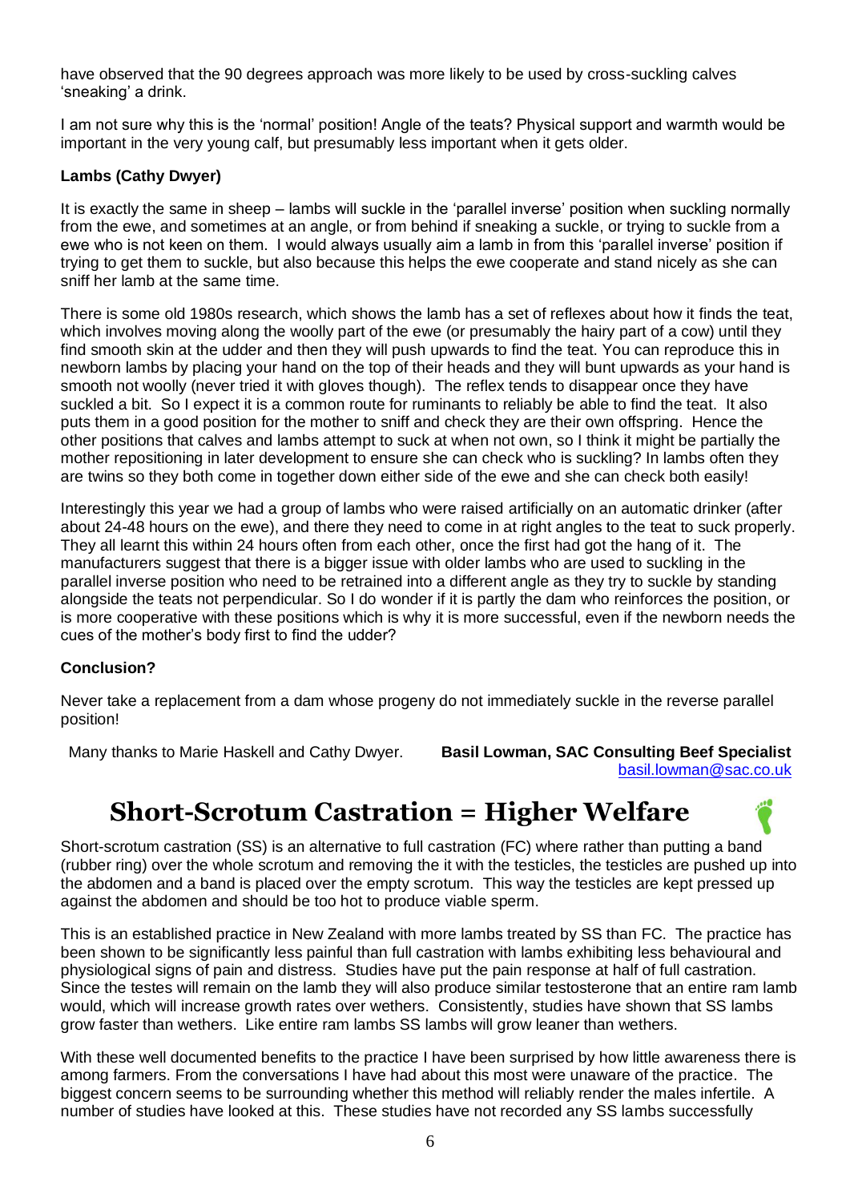have observed that the 90 degrees approach was more likely to be used by cross-suckling calves 'sneaking' a drink.

I am not sure why this is the 'normal' position! Angle of the teats? Physical support and warmth would be important in the very young calf, but presumably less important when it gets older.

**Lambs (Cathy Dwyer)**

It is exactly the same in sheep – lambs will suckle in the 'parallel inverse' position when suckling normally from the ewe, and sometimes at an angle, or from behind if sneaking a suckle, or trying to suckle from a ewe who is not keen on them. I would always usually aim a lamb in from this 'parallel inverse' position if trying to get them to suckle, but also because this helps the ewe cooperate and stand nicely as she can sniff her lamb at the same time.

There is some old 1980s research, which shows the lamb has a set of reflexes about how it finds the teat, which involves moving along the woolly part of the ewe (or presumably the hairy part of a cow) until they find smooth skin at the udder and then they will push upwards to find the teat. You can reproduce this in newborn lambs by placing your hand on the top of their heads and they will bunt upwards as your hand is smooth not woolly (never tried it with gloves though). The reflex tends to disappear once they have suckled a bit. So I expect it is a common route for ruminants to reliably be able to find the teat. It also puts them in a good position for the mother to sniff and check they are their own offspring. Hence the other positions that calves and lambs attempt to suck at when not own, so I think it might be partially the mother repositioning in later development to ensure she can check who is suckling? In lambs often they are twins so they both come in together down either side of the ewe and she can check both easily!

Interestingly this year we had a group of lambs who were raised artificially on an automatic drinker (after about 24-48 hours on the ewe), and there they need to come in at right angles to the teat to suck properly. They all learnt this within 24 hours often from each other, once the first had got the hang of it. The manufacturers suggest that there is a bigger issue with older lambs who are used to suckling in the parallel inverse position who need to be retrained into a different angle as they try to suckle by standing alongside the teats not perpendicular. So I do wonder if it is partly the dam who reinforces the position, or is more cooperative with these positions which is why it is more successful, even if the newborn needs the cues of the mother's body first to find the udder?

**Conclusion?**

Never take a replacement from a dam whose progeny do not immediately suckle in the reverse parallel position!

Many thanks to Marie Haskell and Cathy Dwyer. **Basil Lowman, SAC Consulting Beef Specialist**
basil.lowman@sac.co.uk

# Short-Scrotum Castration = Higher Welfare

Short-scrotum castration (SS) is an alternative to full castration (FC) where rather than putting a band (rubber ring) over the whole scrotum and removing the it with the testicles, the testicles are pushed up into the abdomen and a band is placed over the empty scrotum. This way the testicles are kept pressed up against the abdomen and should be too hot to produce viable sperm.

This is an established practice in New Zealand with more lambs treated by SS than FC. The practice has been shown to be significantly less painful than full castration with lambs exhibiting less behavioural and physiological signs of pain and distress. Studies have put the pain response at half of full castration. Since the testes will remain on the lamb they will also produce similar testosterone that an entire ram lamb would, which will increase growth rates over wethers. Consistently, studies have shown that SS lambs grow faster than wethers. Like entire ram lambs SS lambs will grow leaner than wethers.

With these well documented benefits to the practice I have been surprised by how little awareness there is among farmers. From the conversations I have had about this most were unaware of the practice. The biggest concern seems to be surrounding whether this method will reliably render the males infertile. A number of studies have looked at this. These studies have not recorded any SS lambs successfully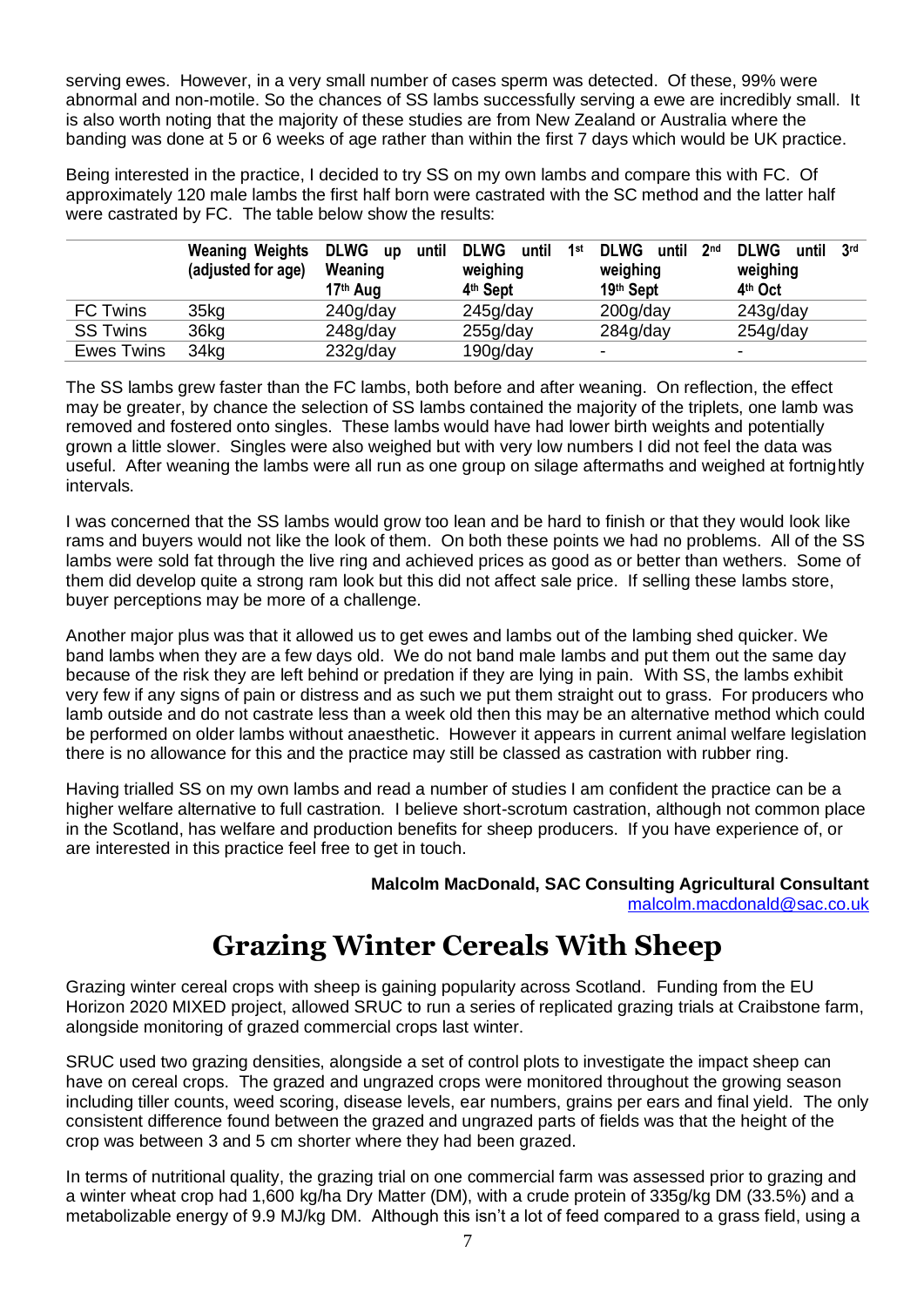serving ewes. However, in a very small number of cases sperm was detected. Of these, 99% were abnormal and non-motile. So the chances of SS lambs successfully serving a ewe are incredibly small. It is also worth noting that the majority of these studies are from New Zealand or Australia where the banding was done at 5 or 6 weeks of age rather than within the first 7 days which would be UK practice.

Being interested in the practice, I decided to try SS on my own lambs and compare this with FC. Of approximately 120 male lambs the first half born were castrated with the SC method and the latter half were castrated by FC. The table below show the results:

| | Weaning Weights (adjusted for age) | DLWG up until Weaning 17th Aug | DLWG until 1st weighing 4th Sept | DLWG until 2nd weighing 19th Sept | DLWG until 3rd weighing 4th Oct |
|---|---|---|---|---|---|
| FC Twins | 35kg | 240g/day | 245g/day | 200g/day | 243g/day |
| SS Twins | 36kg | 248g/day | 255g/day | 284g/day | 254g/day |
| Ewes Twins | 34kg | 232g/day | 190g/day | - | - |

The SS lambs grew faster than the FC lambs, both before and after weaning. On reflection, the effect may be greater, by chance the selection of SS lambs contained the majority of the triplets, one lamb was removed and fostered onto singles. These lambs would have had lower birth weights and potentially grown a little slower. Singles were also weighed but with very low numbers I did not feel the data was useful. After weaning the lambs were all run as one group on silage aftermaths and weighed at fortnightly intervals.

I was concerned that the SS lambs would grow too lean and be hard to finish or that they would look like rams and buyers would not like the look of them. On both these points we had no problems. All of the SS lambs were sold fat through the live ring and achieved prices as good as or better than wethers. Some of them did develop quite a strong ram look but this did not affect sale price. If selling these lambs store, buyer perceptions may be more of a challenge.

Another major plus was that it allowed us to get ewes and lambs out of the lambing shed quicker. We band lambs when they are a few days old. We do not band male lambs and put them out the same day because of the risk they are left behind or predation if they are lying in pain. With SS, the lambs exhibit very few if any signs of pain or distress and as such we put them straight out to grass. For producers who lamb outside and do not castrate less than a week old then this may be an alternative method which could be performed on older lambs without anaesthetic. However it appears in current animal welfare legislation there is no allowance for this and the practice may still be classed as castration with rubber ring.

Having trialled SS on my own lambs and read a number of studies I am confident the practice can be a higher welfare alternative to full castration. I believe short-scrotum castration, although not common place in the Scotland, has welfare and production benefits for sheep producers. If you have experience of, or are interested in this practice feel free to get in touch.

**Malcolm MacDonald, SAC Consulting Agricultural Consultant**
malcolm.macdonald@sac.co.uk

# Grazing Winter Cereals With Sheep

Grazing winter cereal crops with sheep is gaining popularity across Scotland. Funding from the EU Horizon 2020 MIXED project, allowed SRUC to run a series of replicated grazing trials at Craibstone farm, alongside monitoring of grazed commercial crops last winter.

SRUC used two grazing densities, alongside a set of control plots to investigate the impact sheep can have on cereal crops. The grazed and ungrazed crops were monitored throughout the growing season including tiller counts, weed scoring, disease levels, ear numbers, grains per ears and final yield. The only consistent difference found between the grazed and ungrazed parts of fields was that the height of the crop was between 3 and 5 cm shorter where they had been grazed.

In terms of nutritional quality, the grazing trial on one commercial farm was assessed prior to grazing and a winter wheat crop had 1,600 kg/ha Dry Matter (DM), with a crude protein of 335g/kg DM (33.5%) and a metabolizable energy of 9.9 MJ/kg DM. Although this isn't a lot of feed compared to a grass field, using a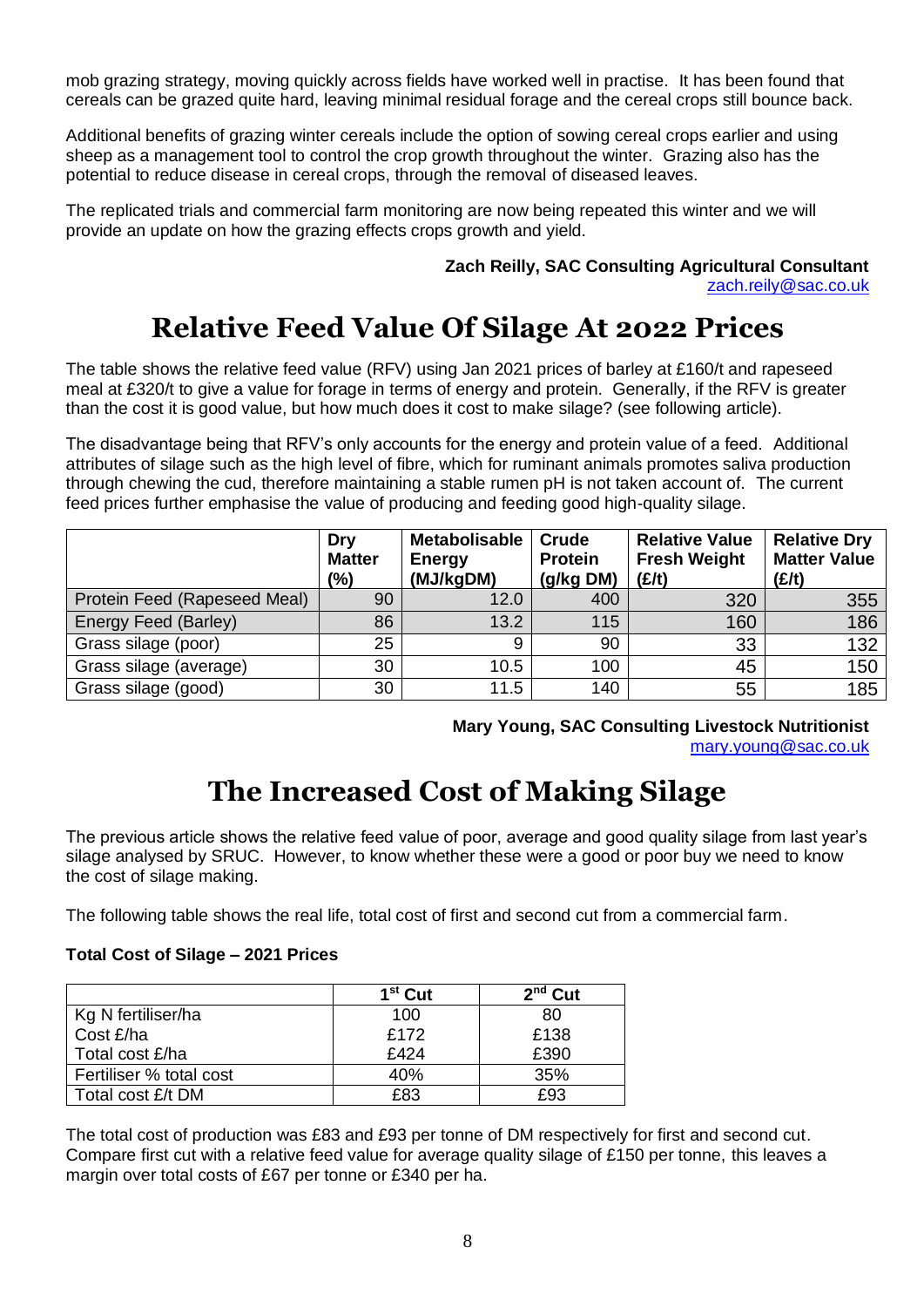mob grazing strategy, moving quickly across fields have worked well in practise. It has been found that cereals can be grazed quite hard, leaving minimal residual forage and the cereal crops still bounce back.

Additional benefits of grazing winter cereals include the option of sowing cereal crops earlier and using sheep as a management tool to control the crop growth throughout the winter. Grazing also has the potential to reduce disease in cereal crops, through the removal of diseased leaves.

The replicated trials and commercial farm monitoring are now being repeated this winter and we will provide an update on how the grazing effects crops growth and yield.

**Zach Reilly, SAC Consulting Agricultural Consultant**
zach.reily@sac.co.uk

# Relative Feed Value Of Silage At 2022 Prices

The table shows the relative feed value (RFV) using Jan 2021 prices of barley at £160/t and rapeseed meal at £320/t to give a value for forage in terms of energy and protein. Generally, if the RFV is greater than the cost it is good value, but how much does it cost to make silage? (see following article).

The disadvantage being that RFV's only accounts for the energy and protein value of a feed. Additional attributes of silage such as the high level of fibre, which for ruminant animals promotes saliva production through chewing the cud, therefore maintaining a stable rumen pH is not taken account of. The current feed prices further emphasise the value of producing and feeding good high-quality silage.

| | Dry Matter (%) | Metabolisable Energy (MJ/kgDM) | Crude Protein (g/kg DM) | Relative Value Fresh Weight (£/t) | Relative Dry Matter Value (£/t) |
|---|---|---|---|---|---|
| Protein Feed (Rapeseed Meal) | 90 | 12.0 | 400 | 320 | 355 |
| Energy Feed (Barley) | 86 | 13.2 | 115 | 160 | 186 |
| Grass silage (poor) | 25 | 9 | 90 | 33 | 132 |
| Grass silage (average) | 30 | 10.5 | 100 | 45 | 150 |
| Grass silage (good) | 30 | 11.5 | 140 | 55 | 185 |

**Mary Young, SAC Consulting Livestock Nutritionist**
mary.young@sac.co.uk

# The Increased Cost of Making Silage

The previous article shows the relative feed value of poor, average and good quality silage from last year's silage analysed by SRUC. However, to know whether these were a good or poor buy we need to know the cost of silage making.

The following table shows the real life, total cost of first and second cut from a commercial farm.

**Total Cost of Silage – 2021 Prices**

| | 1st Cut | 2nd Cut |
|---|---|---|
| Kg N fertiliser/ha | 100 | 80 |
| Cost £/ha | £172 | £138 |
| Total cost £/ha | £424 | £390 |
| Fertiliser % total cost | 40% | 35% |
| Total cost £/t DM | £83 | £93 |

The total cost of production was £83 and £93 per tonne of DM respectively for first and second cut. Compare first cut with a relative feed value for average quality silage of £150 per tonne, this leaves a margin over total costs of £67 per tonne or £340 per ha.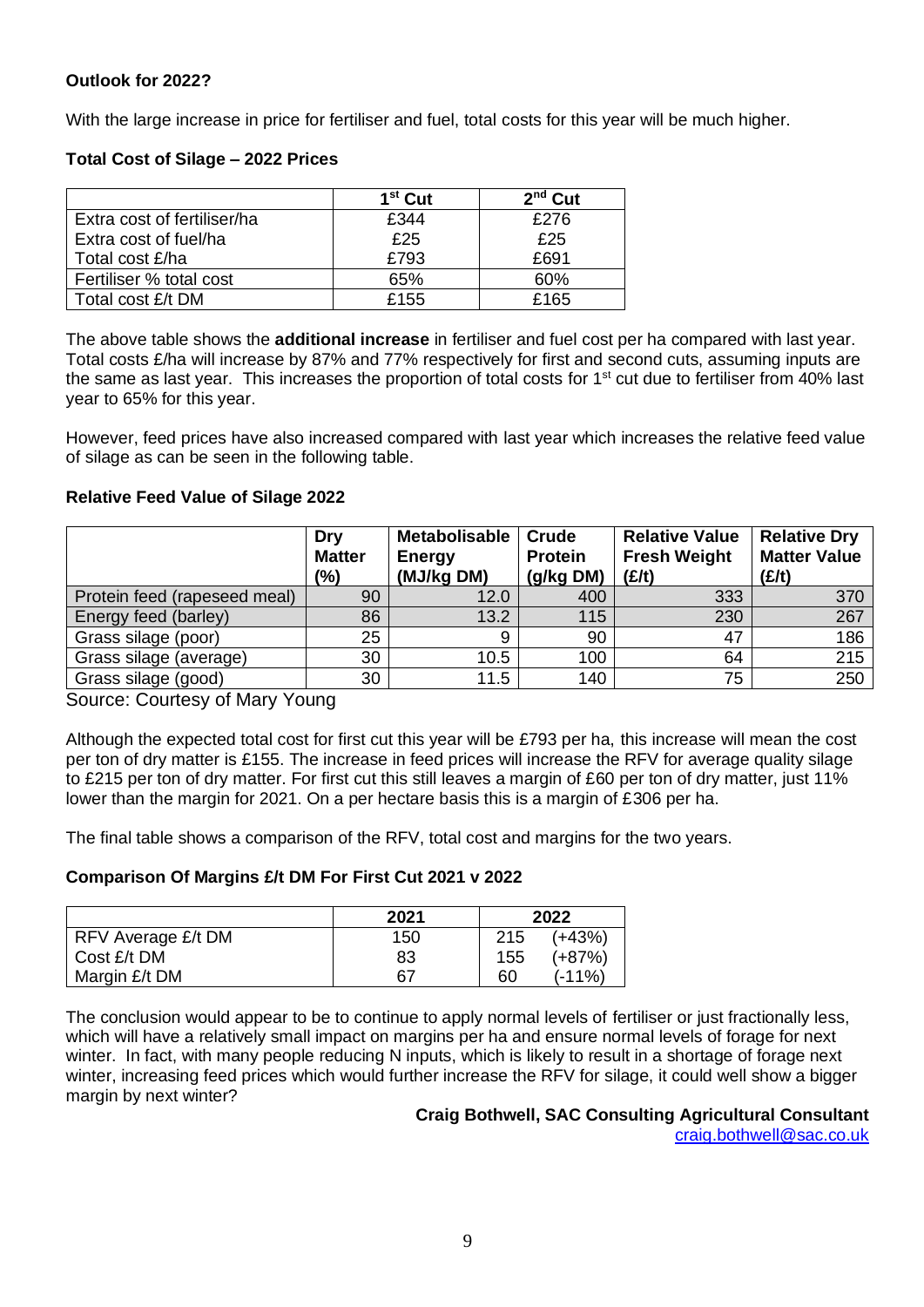**Outlook for 2022?**

With the large increase in price for fertiliser and fuel, total costs for this year will be much higher.

**Total Cost of Silage – 2022 Prices**

| | 1st Cut | 2nd Cut |
|---|---|---|
| Extra cost of fertiliser/ha | £344 | £276 |
| Extra cost of fuel/ha | £25 | £25 |
| Total cost £/ha | £793 | £691 |
| Fertiliser % total cost | 65% | 60% |
| Total cost £/t DM | £155 | £165 |

The above table shows the **additional increase** in fertiliser and fuel cost per ha compared with last year. Total costs £/ha will increase by 87% and 77% respectively for first and second cuts, assuming inputs are the same as last year. This increases the proportion of total costs for 1st cut due to fertiliser from 40% last year to 65% for this year.

However, feed prices have also increased compared with last year which increases the relative feed value of silage as can be seen in the following table.

**Relative Feed Value of Silage 2022**

| | Dry Matter (%) | Metabolisable Energy (MJ/kg DM) | Crude Protein (g/kg DM) | Relative Value Fresh Weight (£/t) | Relative Dry Matter Value (£/t) |
|---|---|---|---|---|---|
| Protein feed (rapeseed meal) | 90 | 12.0 | 400 | 333 | 370 |
| Energy feed (barley) | 86 | 13.2 | 115 | 230 | 267 |
| Grass silage (poor) | 25 | 9 | 90 | 47 | 186 |
| Grass silage (average) | 30 | 10.5 | 100 | 64 | 215 |
| Grass silage (good) | 30 | 11.5 | 140 | 75 | 250 |

Source: Courtesy of Mary Young

Although the expected total cost for first cut this year will be £793 per ha, this increase will mean the cost per ton of dry matter is £155. The increase in feed prices will increase the RFV for average quality silage to £215 per ton of dry matter. For first cut this still leaves a margin of £60 per ton of dry matter, just 11% lower than the margin for 2021. On a per hectare basis this is a margin of £306 per ha.

The final table shows a comparison of the RFV, total cost and margins for the two years.

**Comparison Of Margins £/t DM For First Cut 2021 v 2022**

| | 2021 | 2022 | |
|---|---|---|---|
| RFV Average £/t DM | 150 | 215 | (+43%) |
| Cost £/t DM | 83 | 155 | (+87%) |
| Margin £/t DM | 67 | 60 | (-11%) |

The conclusion would appear to be to continue to apply normal levels of fertiliser or just fractionally less, which will have a relatively small impact on margins per ha and ensure normal levels of forage for next winter. In fact, with many people reducing N inputs, which is likely to result in a shortage of forage next winter, increasing feed prices which would further increase the RFV for silage, it could well show a bigger margin by next winter?

**Craig Bothwell, SAC Consulting Agricultural Consultant**
craig.bothwell@sac.co.uk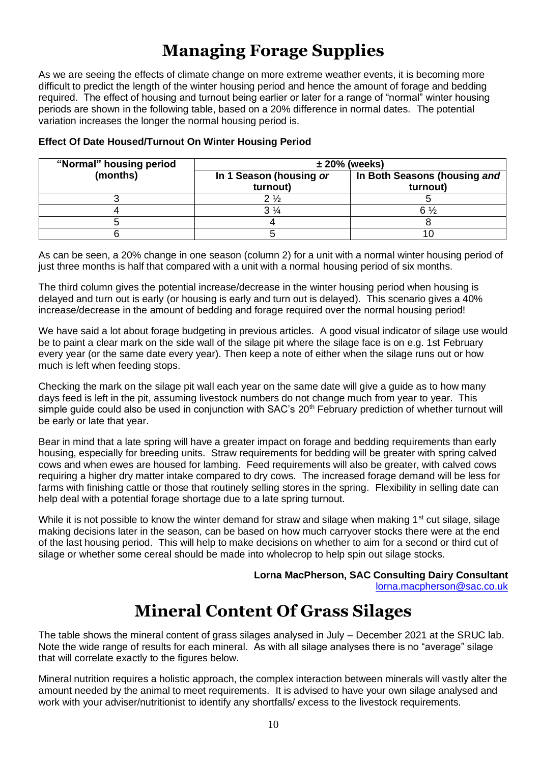# Managing Forage Supplies

As we are seeing the effects of climate change on more extreme weather events, it is becoming more difficult to predict the length of the winter housing period and hence the amount of forage and bedding required. The effect of housing and turnout being earlier or later for a range of "normal" winter housing periods are shown in the following table, based on a 20% difference in normal dates. The potential variation increases the longer the normal housing period is.

**Effect Of Date Housed/Turnout On Winter Housing Period**

| "Normal" housing period (months) | ± 20% (weeks) | |
|---|---|---|
| | In 1 Season (housing *or* turnout) | In Both Seasons (housing *and* turnout) |
| 3 | 2 ½ | 5 |
| 4 | 3 ¼ | 6 ½ |
| 5 | 4 | 8 |
| 6 | 5 | 10 |

As can be seen, a 20% change in one season (column 2) for a unit with a normal winter housing period of just three months is half that compared with a unit with a normal housing period of six months.

The third column gives the potential increase/decrease in the winter housing period when housing is delayed and turn out is early (or housing is early and turn out is delayed). This scenario gives a 40% increase/decrease in the amount of bedding and forage required over the normal housing period!

We have said a lot about forage budgeting in previous articles. A good visual indicator of silage use would be to paint a clear mark on the side wall of the silage pit where the silage face is on e.g. 1st February every year (or the same date every year). Then keep a note of either when the silage runs out or how much is left when feeding stops.

Checking the mark on the silage pit wall each year on the same date will give a guide as to how many days feed is left in the pit, assuming livestock numbers do not change much from year to year. This simple guide could also be used in conjunction with SAC's 20th February prediction of whether turnout will be early or late that year.

Bear in mind that a late spring will have a greater impact on forage and bedding requirements than early housing, especially for breeding units. Straw requirements for bedding will be greater with spring calved cows and when ewes are housed for lambing. Feed requirements will also be greater, with calved cows requiring a higher dry matter intake compared to dry cows. The increased forage demand will be less for farms with finishing cattle or those that routinely selling stores in the spring. Flexibility in selling date can help deal with a potential forage shortage due to a late spring turnout.

While it is not possible to know the winter demand for straw and silage when making 1st cut silage, silage making decisions later in the season, can be based on how much carryover stocks there were at the end of the last housing period. This will help to make decisions on whether to aim for a second or third cut of silage or whether some cereal should be made into wholecrop to help spin out silage stocks.

**Lorna MacPherson, SAC Consulting Dairy Consultant**
lorna.macpherson@sac.co.uk

# Mineral Content Of Grass Silages

The table shows the mineral content of grass silages analysed in July – December 2021 at the SRUC lab. Note the wide range of results for each mineral. As with all silage analyses there is no "average" silage that will correlate exactly to the figures below.

Mineral nutrition requires a holistic approach, the complex interaction between minerals will vastly alter the amount needed by the animal to meet requirements. It is advised to have your own silage analysed and work with your adviser/nutritionist to identify any shortfalls/ excess to the livestock requirements.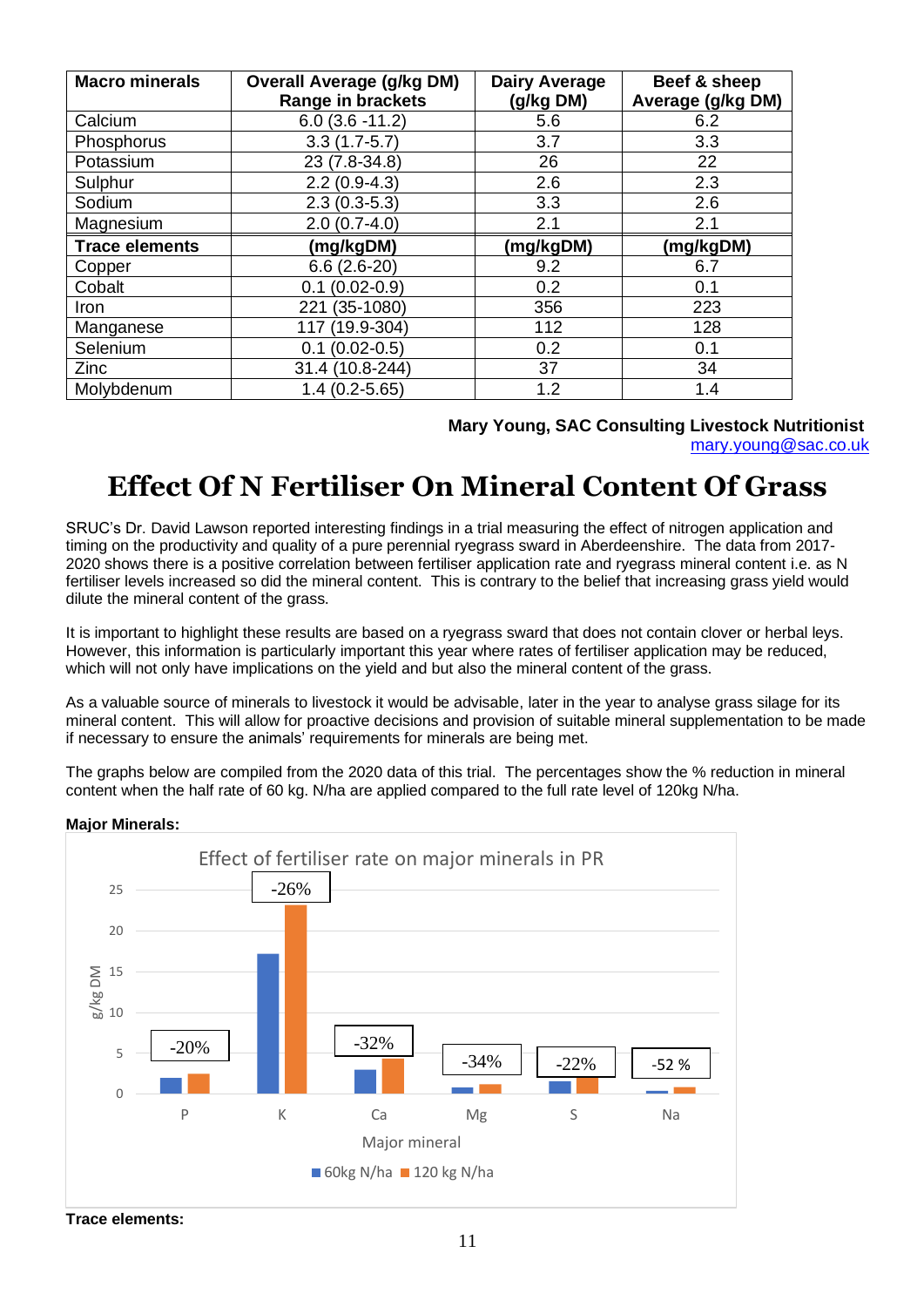| Macro minerals | Overall Average (g/kg DM) Range in brackets | Dairy Average (g/kg DM) | Beef & sheep Average (g/kg DM) |
|---|---|---|---|
| Calcium | 6.0 (3.6 -11.2) | 5.6 | 6.2 |
| Phosphorus | 3.3 (1.7-5.7) | 3.7 | 3.3 |
| Potassium | 23 (7.8-34.8) | 26 | 22 |
| Sulphur | 2.2 (0.9-4.3) | 2.6 | 2.3 |
| Sodium | 2.3 (0.3-5.3) | 3.3 | 2.6 |
| Magnesium | 2.0 (0.7-4.0) | 2.1 | 2.1 |
| **Trace elements** | **(mg/kgDM)** | **(mg/kgDM)** | **(mg/kgDM)** |
| Copper | 6.6 (2.6-20) | 9.2 | 6.7 |
| Cobalt | 0.1 (0.02-0.9) | 0.2 | 0.1 |
| Iron | 221 (35-1080) | 356 | 223 |
| Manganese | 117 (19.9-304) | 112 | 128 |
| Selenium | 0.1 (0.02-0.5) | 0.2 | 0.1 |
| Zinc | 31.4 (10.8-244) | 37 | 34 |
| Molybdenum | 1.4 (0.2-5.65) | 1.2 | 1.4 |

**Mary Young, SAC Consulting Livestock Nutritionist**
mary.young@sac.co.uk

# Effect Of N Fertiliser On Mineral Content Of Grass

SRUC's Dr. David Lawson reported interesting findings in a trial measuring the effect of nitrogen application and timing on the productivity and quality of a pure perennial ryegrass sward in Aberdeenshire. The data from 2017-2020 shows there is a positive correlation between fertiliser application rate and ryegrass mineral content i.e. as N fertiliser levels increased so did the mineral content. This is contrary to the belief that increasing grass yield would dilute the mineral content of the grass.

It is important to highlight these results are based on a ryegrass sward that does not contain clover or herbal leys. However, this information is particularly important this year where rates of fertiliser application may be reduced, which will not only have implications on the yield and but also the mineral content of the grass.

As a valuable source of minerals to livestock it would be advisable, later in the year to analyse grass silage for its mineral content. This will allow for proactive decisions and provision of suitable mineral supplementation to be made if necessary to ensure the animals' requirements for minerals are being met.

The graphs below are compiled from the 2020 data of this trial. The percentages show the % reduction in mineral content when the half rate of 60 kg. N/ha are applied compared to the full rate level of 120kg N/ha.

**Major Minerals:**

Effect of fertiliser rate on major minerals in PR

| Major mineral | 60kg N/ha | 120 kg N/ha | Reduction |
|---|---|---|---|
| P | | | -20% |
| K | | | -26% |
| Ca | | | -32% |
| Mg | | | -34% |
| S | | | -22% |
| Na | | | -52 % |

**Trace elements:**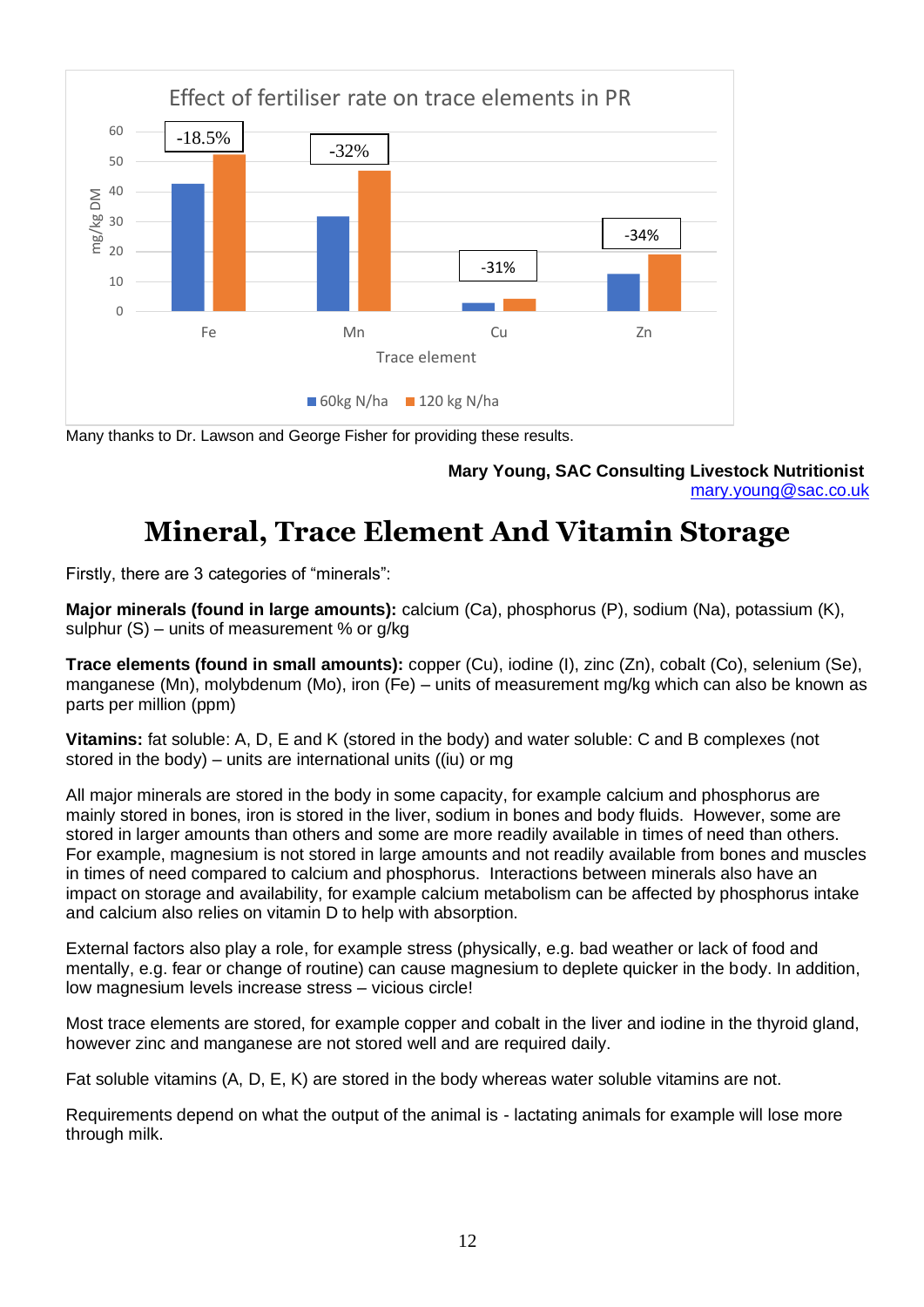Effect of fertiliser rate on trace elements in PR

| Trace element | 60kg N/ha | 120 kg N/ha | Difference |
|---|---|---|---|
| Fe | 43 | 52 | -18.5% |
| Mn | 32 | 47 | -32% |
| Cu | 3 | 4 | -31% |
| Zn | 12 | 19 | -34% |

Many thanks to Dr. Lawson and George Fisher for providing these results.

**Mary Young, SAC Consulting Livestock Nutritionist**
mary.young@sac.co.uk

# Mineral, Trace Element And Vitamin Storage

Firstly, there are 3 categories of "minerals":

**Major minerals (found in large amounts):** calcium (Ca), phosphorus (P), sodium (Na), potassium (K), sulphur (S) – units of measurement % or g/kg

**Trace elements (found in small amounts):** copper (Cu), iodine (I), zinc (Zn), cobalt (Co), selenium (Se), manganese (Mn), molybdenum (Mo), iron (Fe) – units of measurement mg/kg which can also be known as parts per million (ppm)

**Vitamins:** fat soluble: A, D, E and K (stored in the body) and water soluble: C and B complexes (not stored in the body) – units are international units ((iu) or mg

All major minerals are stored in the body in some capacity, for example calcium and phosphorus are mainly stored in bones, iron is stored in the liver, sodium in bones and body fluids. However, some are stored in larger amounts than others and some are more readily available in times of need than others. For example, magnesium is not stored in large amounts and not readily available from bones and muscles in times of need compared to calcium and phosphorus. Interactions between minerals also have an impact on storage and availability, for example calcium metabolism can be affected by phosphorus intake and calcium also relies on vitamin D to help with absorption.

External factors also play a role, for example stress (physically, e.g. bad weather or lack of food and mentally, e.g. fear or change of routine) can cause magnesium to deplete quicker in the body. In addition, low magnesium levels increase stress – vicious circle!

Most trace elements are stored, for example copper and cobalt in the liver and iodine in the thyroid gland, however zinc and manganese are not stored well and are required daily.

Fat soluble vitamins (A, D, E, K) are stored in the body whereas water soluble vitamins are not.

Requirements depend on what the output of the animal is - lactating animals for example will lose more through milk.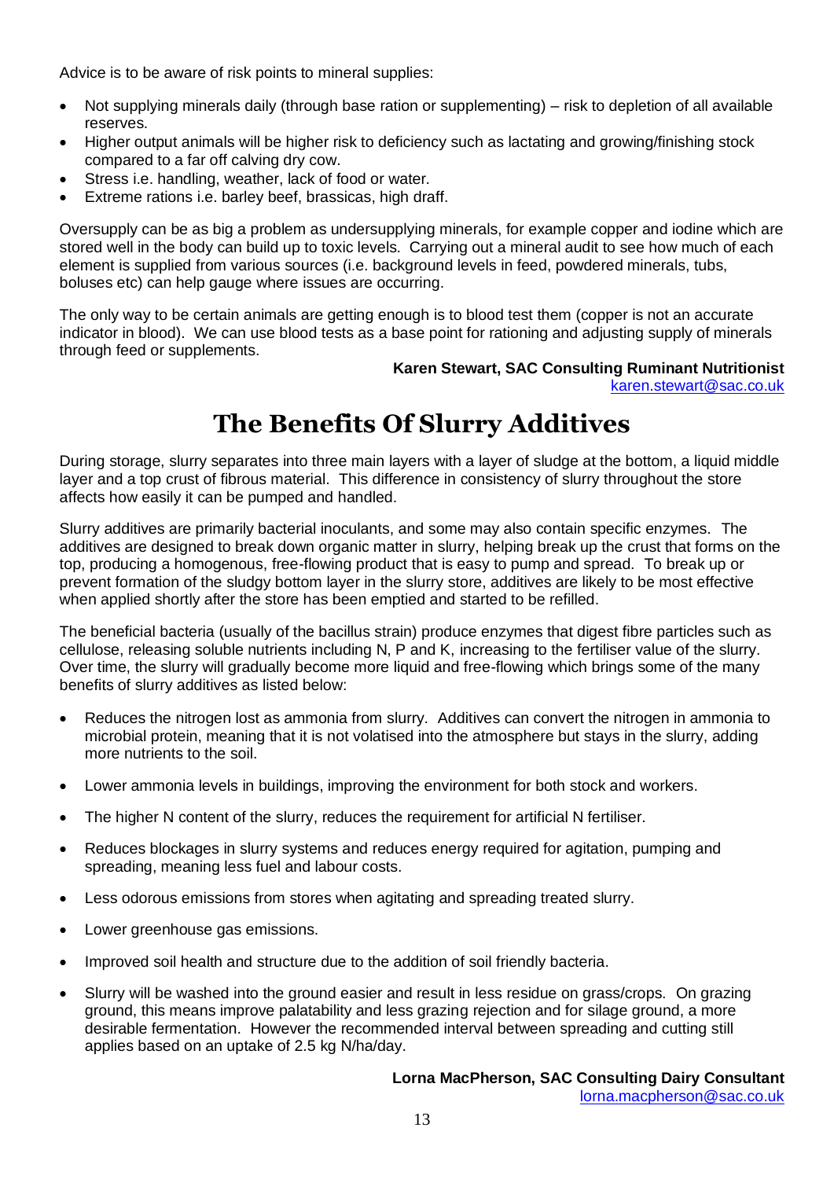Advice is to be aware of risk points to mineral supplies:

- Not supplying minerals daily (through base ration or supplementing) – risk to depletion of all available reserves.
- Higher output animals will be higher risk to deficiency such as lactating and growing/finishing stock compared to a far off calving dry cow.
- Stress i.e. handling, weather, lack of food or water.
- Extreme rations i.e. barley beef, brassicas, high draff.

Oversupply can be as big a problem as undersupplying minerals, for example copper and iodine which are stored well in the body can build up to toxic levels. Carrying out a mineral audit to see how much of each element is supplied from various sources (i.e. background levels in feed, powdered minerals, tubs, boluses etc) can help gauge where issues are occurring.

The only way to be certain animals are getting enough is to blood test them (copper is not an accurate indicator in blood). We can use blood tests as a base point for rationing and adjusting supply of minerals through feed or supplements.

**Karen Stewart, SAC Consulting Ruminant Nutritionist**
karen.stewart@sac.co.uk

# The Benefits Of Slurry Additives

During storage, slurry separates into three main layers with a layer of sludge at the bottom, a liquid middle layer and a top crust of fibrous material. This difference in consistency of slurry throughout the store affects how easily it can be pumped and handled.

Slurry additives are primarily bacterial inoculants, and some may also contain specific enzymes. The additives are designed to break down organic matter in slurry, helping break up the crust that forms on the top, producing a homogenous, free-flowing product that is easy to pump and spread. To break up or prevent formation of the sludgy bottom layer in the slurry store, additives are likely to be most effective when applied shortly after the store has been emptied and started to be refilled.

The beneficial bacteria (usually of the bacillus strain) produce enzymes that digest fibre particles such as cellulose, releasing soluble nutrients including N, P and K, increasing to the fertiliser value of the slurry. Over time, the slurry will gradually become more liquid and free-flowing which brings some of the many benefits of slurry additives as listed below:

- Reduces the nitrogen lost as ammonia from slurry. Additives can convert the nitrogen in ammonia to microbial protein, meaning that it is not volatised into the atmosphere but stays in the slurry, adding more nutrients to the soil.
- Lower ammonia levels in buildings, improving the environment for both stock and workers.
- The higher N content of the slurry, reduces the requirement for artificial N fertiliser.
- Reduces blockages in slurry systems and reduces energy required for agitation, pumping and spreading, meaning less fuel and labour costs.
- Less odorous emissions from stores when agitating and spreading treated slurry.
- Lower greenhouse gas emissions.
- Improved soil health and structure due to the addition of soil friendly bacteria.
- Slurry will be washed into the ground easier and result in less residue on grass/crops. On grazing ground, this means improve palatability and less grazing rejection and for silage ground, a more desirable fermentation. However the recommended interval between spreading and cutting still applies based on an uptake of 2.5 kg N/ha/day.

**Lorna MacPherson, SAC Consulting Dairy Consultant**
lorna.macpherson@sac.co.uk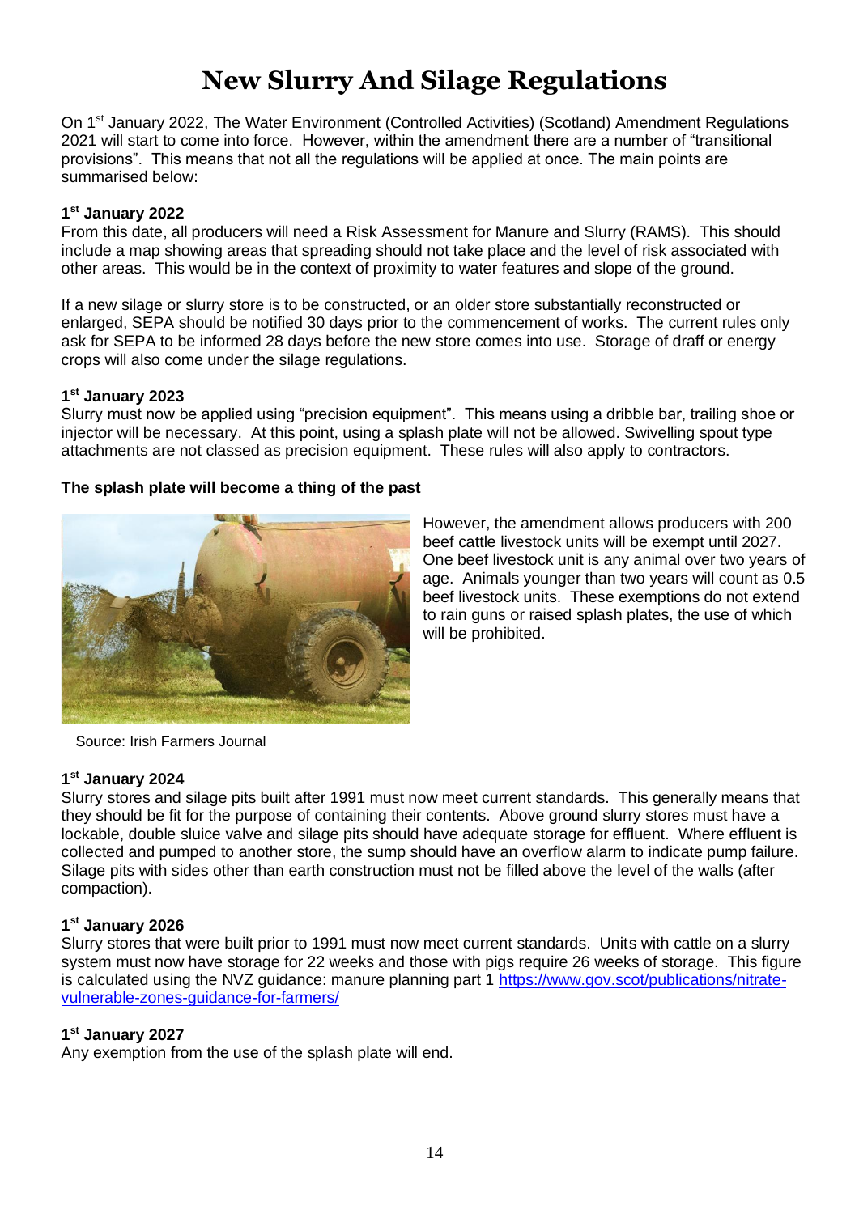# New Slurry And Silage Regulations

On 1st January 2022, The Water Environment (Controlled Activities) (Scotland) Amendment Regulations 2021 will start to come into force. However, within the amendment there are a number of "transitional provisions". This means that not all the regulations will be applied at once. The main points are summarised below:

**1st January 2022**

From this date, all producers will need a Risk Assessment for Manure and Slurry (RAMS). This should include a map showing areas that spreading should not take place and the level of risk associated with other areas. This would be in the context of proximity to water features and slope of the ground.

If a new silage or slurry store is to be constructed, or an older store substantially reconstructed or enlarged, SEPA should be notified 30 days prior to the commencement of works. The current rules only ask for SEPA to be informed 28 days before the new store comes into use. Storage of draff or energy crops will also come under the silage regulations.

**1st January 2023**

Slurry must now be applied using "precision equipment". This means using a dribble bar, trailing shoe or injector will be necessary. At this point, using a splash plate will not be allowed. Swivelling spout type attachments are not classed as precision equipment. These rules will also apply to contractors.

**The splash plate will become a thing of the past**

Source: Irish Farmers Journal

However, the amendment allows producers with 200 beef cattle livestock units will be exempt until 2027. One beef livestock unit is any animal over two years of age. Animals younger than two years will count as 0.5 beef livestock units. These exemptions do not extend to rain guns or raised splash plates, the use of which will be prohibited.

**1st January 2024**

Slurry stores and silage pits built after 1991 must now meet current standards. This generally means that they should be fit for the purpose of containing their contents. Above ground slurry stores must have a lockable, double sluice valve and silage pits should have adequate storage for effluent. Where effluent is collected and pumped to another store, the sump should have an overflow alarm to indicate pump failure. Silage pits with sides other than earth construction must not be filled above the level of the walls (after compaction).

**1st January 2026**

Slurry stores that were built prior to 1991 must now meet current standards. Units with cattle on a slurry system must now have storage for 22 weeks and those with pigs require 26 weeks of storage. This figure is calculated using the NVZ guidance: manure planning part 1 https://www.gov.scot/publications/nitrate-vulnerable-zones-guidance-for-farmers/

**1st January 2027**

Any exemption from the use of the splash plate will end.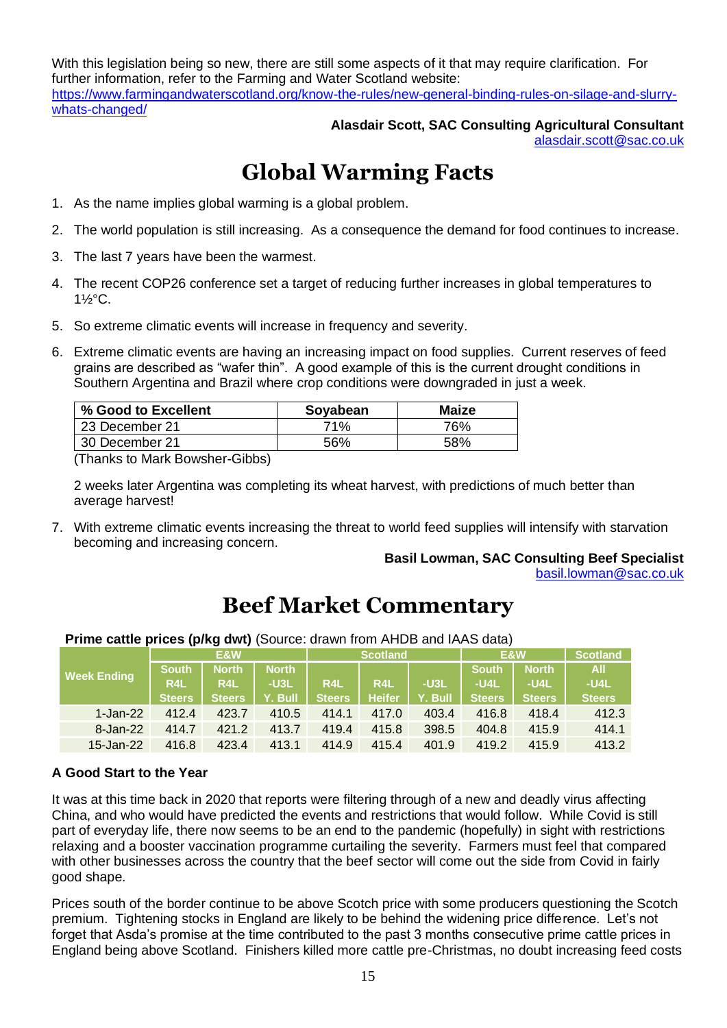With this legislation being so new, there are still some aspects of it that may require clarification. For further information, refer to the Farming and Water Scotland website: https://www.farmingandwaterscotland.org/know-the-rules/new-general-binding-rules-on-silage-and-slurry-whats-changed/

**Alasdair Scott, SAC Consulting Agricultural Consultant**
alasdair.scott@sac.co.uk

# Global Warming Facts

1. As the name implies global warming is a global problem.
2. The world population is still increasing. As a consequence the demand for food continues to increase.
3. The last 7 years have been the warmest.
4. The recent COP26 conference set a target of reducing further increases in global temperatures to 1½°C.
5. So extreme climatic events will increase in frequency and severity.
6. Extreme climatic events are having an increasing impact on food supplies. Current reserves of feed grains are described as "wafer thin". A good example of this is the current drought conditions in Southern Argentina and Brazil where crop conditions were downgraded in just a week.

| % Good to Excellent | Soyabean | Maize |
|---|---|---|
| 23 December 21 | 71% | 76% |
| 30 December 21 | 56% | 58% |

(Thanks to Mark Bowsher-Gibbs)

2 weeks later Argentina was completing its wheat harvest, with predictions of much better than average harvest!

7. With extreme climatic events increasing the threat to world feed supplies will intensify with starvation becoming and increasing concern.

**Basil Lowman, SAC Consulting Beef Specialist**
basil.lowman@sac.co.uk

# Beef Market Commentary

**Prime cattle prices (p/kg dwt)** (Source: drawn from AHDB and IAAS data)

| Week Ending | E&W | | | Scotland | | | E&W | | Scotland |
|---|---|---|---|---|---|---|---|---|---|
| | South R4L Steers | North R4L Steers | North -U3L Y. Bull | R4L Steers | R4L Heifer | -U3L Y. Bull | South -U4L Steers | North -U4L Steers | All -U4L Steers |
| 1-Jan-22 | 412.4 | 423.7 | 410.5 | 414.1 | 417.0 | 403.4 | 416.8 | 418.4 | 412.3 |
| 8-Jan-22 | 414.7 | 421.2 | 413.7 | 419.4 | 415.8 | 398.5 | 404.8 | 415.9 | 414.1 |
| 15-Jan-22 | 416.8 | 423.4 | 413.1 | 414.9 | 415.4 | 401.9 | 419.2 | 415.9 | 413.2 |

### A Good Start to the Year

It was at this time back in 2020 that reports were filtering through of a new and deadly virus affecting China, and who would have predicted the events and restrictions that would follow. While Covid is still part of everyday life, there now seems to be an end to the pandemic (hopefully) in sight with restrictions relaxing and a booster vaccination programme curtailing the severity. Farmers must feel that compared with other businesses across the country that the beef sector will come out the side from Covid in fairly good shape.

Prices south of the border continue to be above Scotch price with some producers questioning the Scotch premium. Tightening stocks in England are likely to be behind the widening price difference. Let's not forget that Asda's promise at the time contributed to the past 3 months consecutive prime cattle prices in England being above Scotland. Finishers killed more cattle pre-Christmas, no doubt increasing feed costs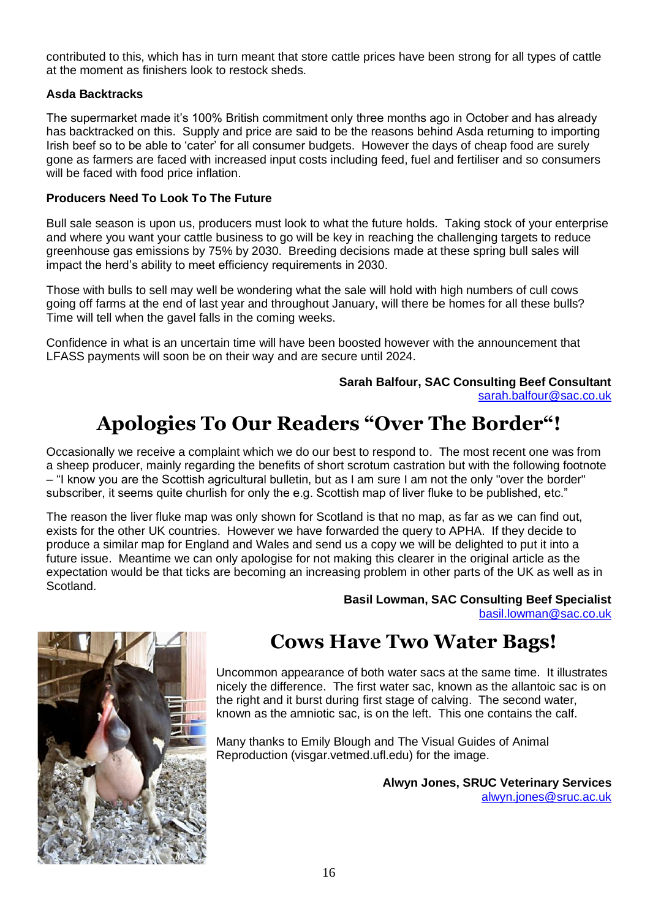contributed to this, which has in turn meant that store cattle prices have been strong for all types of cattle at the moment as finishers look to restock sheds.

**Asda Backtracks**

The supermarket made it's 100% British commitment only three months ago in October and has already has backtracked on this. Supply and price are said to be the reasons behind Asda returning to importing Irish beef so to be able to 'cater' for all consumer budgets. However the days of cheap food are surely gone as farmers are faced with increased input costs including feed, fuel and fertiliser and so consumers will be faced with food price inflation.

**Producers Need To Look To The Future**

Bull sale season is upon us, producers must look to what the future holds. Taking stock of your enterprise and where you want your cattle business to go will be key in reaching the challenging targets to reduce greenhouse gas emissions by 75% by 2030. Breeding decisions made at these spring bull sales will impact the herd's ability to meet efficiency requirements in 2030.

Those with bulls to sell may well be wondering what the sale will hold with high numbers of cull cows going off farms at the end of last year and throughout January, will there be homes for all these bulls? Time will tell when the gavel falls in the coming weeks.

Confidence in what is an uncertain time will have been boosted however with the announcement that LFASS payments will soon be on their way and are secure until 2024.

**Sarah Balfour, SAC Consulting Beef Consultant**
sarah.balfour@sac.co.uk

# Apologies To Our Readers "Over The Border"!

Occasionally we receive a complaint which we do our best to respond to. The most recent one was from a sheep producer, mainly regarding the benefits of short scrotum castration but with the following footnote – "I know you are the Scottish agricultural bulletin, but as I am sure I am not the only "over the border" subscriber, it seems quite churlish for only the e.g. Scottish map of liver fluke to be published, etc."

The reason the liver fluke map was only shown for Scotland is that no map, as far as we can find out, exists for the other UK countries. However we have forwarded the query to APHA. If they decide to produce a similar map for England and Wales and send us a copy we will be delighted to put it into a future issue. Meantime we can only apologise for not making this clearer in the original article as the expectation would be that ticks are becoming an increasing problem in other parts of the UK as well as in Scotland.

**Basil Lowman, SAC Consulting Beef Specialist**
basil.lowman@sac.co.uk

# Cows Have Two Water Bags!

Uncommon appearance of both water sacs at the same time. It illustrates nicely the difference. The first water sac, known as the allantoic sac is on the right and it burst during first stage of calving. The second water, known as the amniotic sac, is on the left. This one contains the calf.

Many thanks to Emily Blough and The Visual Guides of Animal Reproduction (visgar.vetmed.ufl.edu) for the image.

**Alwyn Jones, SRUC Veterinary Services**
alwyn.jones@sruc.ac.uk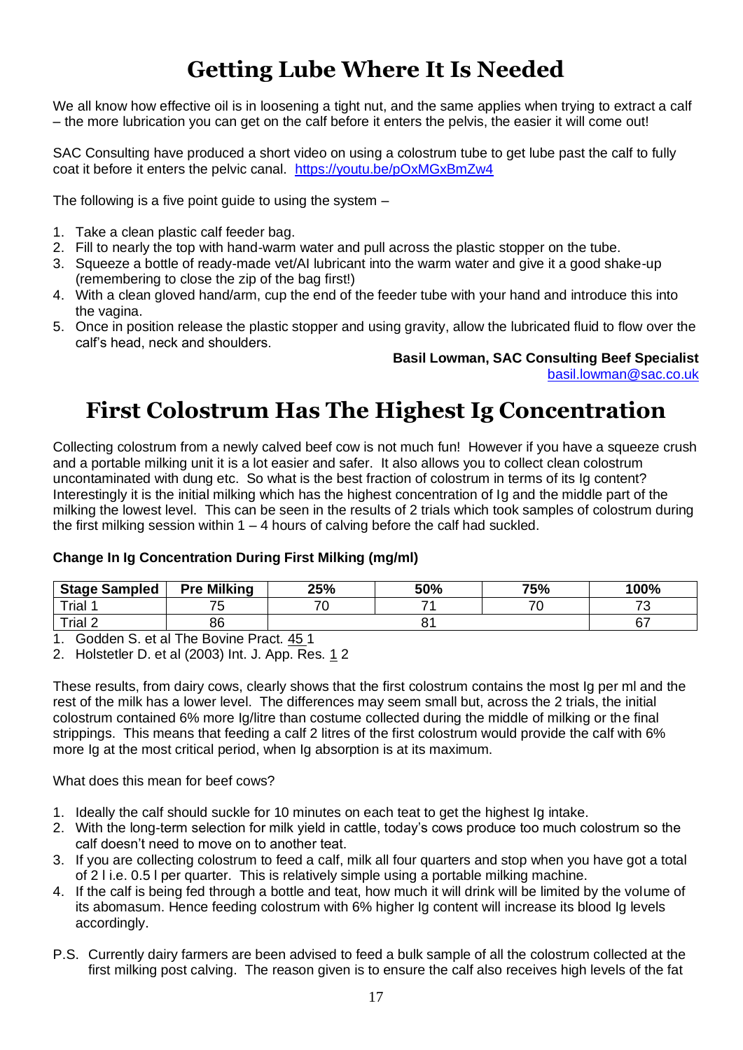# Getting Lube Where It Is Needed

We all know how effective oil is in loosening a tight nut, and the same applies when trying to extract a calf – the more lubrication you can get on the calf before it enters the pelvis, the easier it will come out!

SAC Consulting have produced a short video on using a colostrum tube to get lube past the calf to fully coat it before it enters the pelvic canal. [https://youtu.be/pOxMGxBmZw4](https://youtu.be/pOxMGxBmZw4)

The following is a five point guide to using the system –

1. Take a clean plastic calf feeder bag.
2. Fill to nearly the top with hand-warm water and pull across the plastic stopper on the tube.
3. Squeeze a bottle of ready-made vet/AI lubricant into the warm water and give it a good shake-up (remembering to close the zip of the bag first!)
4. With a clean gloved hand/arm, cup the end of the feeder tube with your hand and introduce this into the vagina.
5. Once in position release the plastic stopper and using gravity, allow the lubricated fluid to flow over the calf's head, neck and shoulders.

**Basil Lowman, SAC Consulting Beef Specialist**
[basil.lowman@sac.co.uk](mailto:basil.lowman@sac.co.uk)

# First Colostrum Has The Highest Ig Concentration

Collecting colostrum from a newly calved beef cow is not much fun! However if you have a squeeze crush and a portable milking unit it is a lot easier and safer. It also allows you to collect clean colostrum uncontaminated with dung etc. So what is the best fraction of colostrum in terms of its Ig content? Interestingly it is the initial milking which has the highest concentration of Ig and the middle part of the milking the lowest level. This can be seen in the results of 2 trials which took samples of colostrum during the first milking session within 1 – 4 hours of calving before the calf had suckled.

**Change In Ig Concentration During First Milking (mg/ml)**

| Stage Sampled | Pre Milking | 25% | 50% | 75% | 100% |
|---|---|---|---|---|---|
| Trial 1 | 75 | 70 | 71 | 70 | 73 |
| Trial 2 | 86 | | 81 | | 67 |

1. Godden S. et al The Bovine Pract. 45 1
2. Holstetler D. et al (2003) Int. J. App. Res. 1 2

These results, from dairy cows, clearly shows that the first colostrum contains the most Ig per ml and the rest of the milk has a lower level. The differences may seem small but, across the 2 trials, the initial colostrum contained 6% more Ig/litre than costume collected during the middle of milking or the final strippings. This means that feeding a calf 2 litres of the first colostrum would provide the calf with 6% more Ig at the most critical period, when Ig absorption is at its maximum.

What does this mean for beef cows?

1. Ideally the calf should suckle for 10 minutes on each teat to get the highest Ig intake.
2. With the long-term selection for milk yield in cattle, today's cows produce too much colostrum so the calf doesn't need to move on to another teat.
3. If you are collecting colostrum to feed a calf, milk all four quarters and stop when you have got a total of 2 l i.e. 0.5 l per quarter. This is relatively simple using a portable milking machine.
4. If the calf is being fed through a bottle and teat, how much it will drink will be limited by the volume of its abomasum. Hence feeding colostrum with 6% higher Ig content will increase its blood Ig levels accordingly.

P.S. Currently dairy farmers are been advised to feed a bulk sample of all the colostrum collected at the first milking post calving. The reason given is to ensure the calf also receives high levels of the fat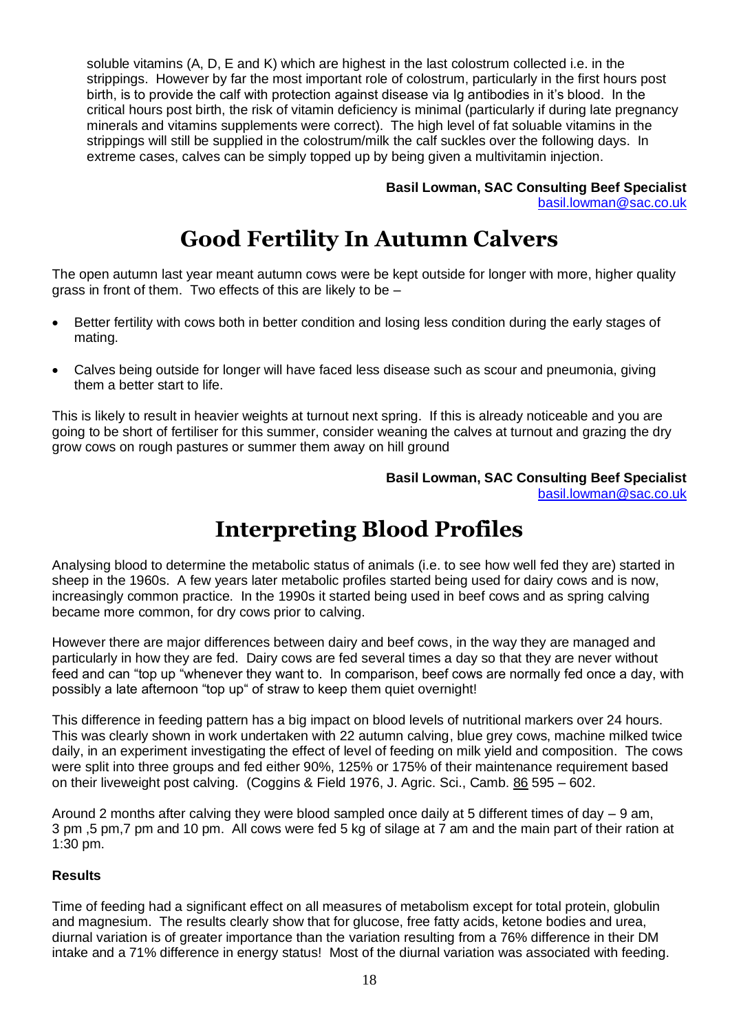soluble vitamins (A, D, E and K) which are highest in the last colostrum collected i.e. in the strippings. However by far the most important role of colostrum, particularly in the first hours post birth, is to provide the calf with protection against disease via Ig antibodies in it's blood. In the critical hours post birth, the risk of vitamin deficiency is minimal (particularly if during late pregnancy minerals and vitamins supplements were correct). The high level of fat soluable vitamins in the strippings will still be supplied in the colostrum/milk the calf suckles over the following days. In extreme cases, calves can be simply topped up by being given a multivitamin injection.

**Basil Lowman, SAC Consulting Beef Specialist**
basil.lowman@sac.co.uk

# Good Fertility In Autumn Calvers

The open autumn last year meant autumn cows were be kept outside for longer with more, higher quality grass in front of them. Two effects of this are likely to be –

- Better fertility with cows both in better condition and losing less condition during the early stages of mating.
- Calves being outside for longer will have faced less disease such as scour and pneumonia, giving them a better start to life.

This is likely to result in heavier weights at turnout next spring. If this is already noticeable and you are going to be short of fertiliser for this summer, consider weaning the calves at turnout and grazing the dry grow cows on rough pastures or summer them away on hill ground

**Basil Lowman, SAC Consulting Beef Specialist**
basil.lowman@sac.co.uk

# Interpreting Blood Profiles

Analysing blood to determine the metabolic status of animals (i.e. to see how well fed they are) started in sheep in the 1960s. A few years later metabolic profiles started being used for dairy cows and is now, increasingly common practice. In the 1990s it started being used in beef cows and as spring calving became more common, for dry cows prior to calving.

However there are major differences between dairy and beef cows, in the way they are managed and particularly in how they are fed. Dairy cows are fed several times a day so that they are never without feed and can "top up "whenever they want to. In comparison, beef cows are normally fed once a day, with possibly a late afternoon "top up" of straw to keep them quiet overnight!

This difference in feeding pattern has a big impact on blood levels of nutritional markers over 24 hours. This was clearly shown in work undertaken with 22 autumn calving, blue grey cows, machine milked twice daily, in an experiment investigating the effect of level of feeding on milk yield and composition. The cows were split into three groups and fed either 90%, 125% or 175% of their maintenance requirement based on their liveweight post calving. (Coggins & Field 1976, J. Agric. Sci., Camb. 86 595 – 602.

Around 2 months after calving they were blood sampled once daily at 5 different times of day – 9 am, 3 pm ,5 pm,7 pm and 10 pm. All cows were fed 5 kg of silage at 7 am and the main part of their ration at 1:30 pm.

**Results**

Time of feeding had a significant effect on all measures of metabolism except for total protein, globulin and magnesium. The results clearly show that for glucose, free fatty acids, ketone bodies and urea, diurnal variation is of greater importance than the variation resulting from a 76% difference in their DM intake and a 71% difference in energy status! Most of the diurnal variation was associated with feeding.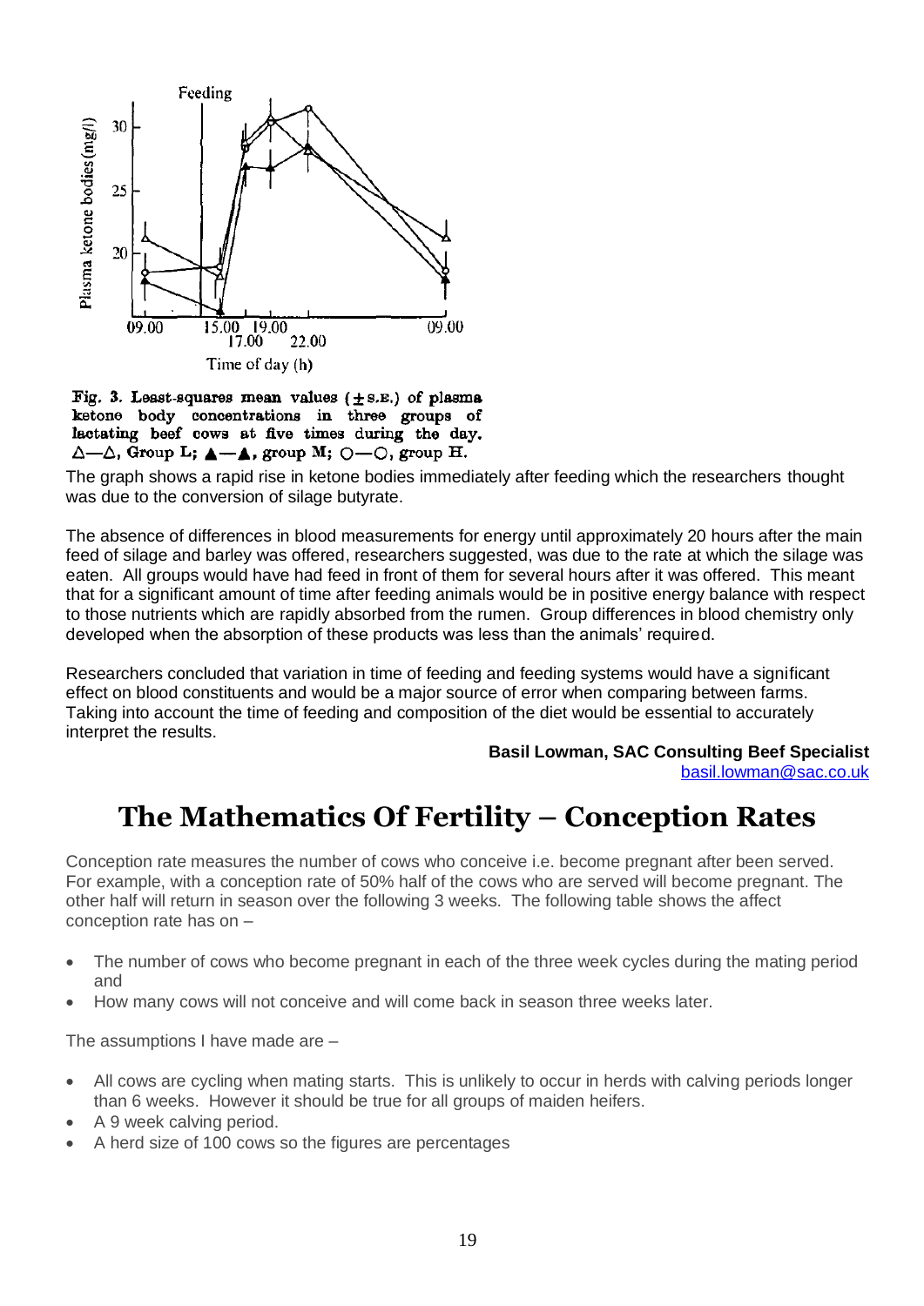Fig. 3. Least-squares mean values (±S.E.) of plasma ketone body concentrations in three groups of lactating beef cows at five times during the day. △—△, Group L; ▲—▲, group M; ○—○, group H.

The graph shows a rapid rise in ketone bodies immediately after feeding which the researchers thought was due to the conversion of silage butyrate.

The absence of differences in blood measurements for energy until approximately 20 hours after the main feed of silage and barley was offered, researchers suggested, was due to the rate at which the silage was eaten. All groups would have had feed in front of them for several hours after it was offered. This meant that for a significant amount of time after feeding animals would be in positive energy balance with respect to those nutrients which are rapidly absorbed from the rumen. Group differences in blood chemistry only developed when the absorption of these products was less than the animals' required.

Researchers concluded that variation in time of feeding and feeding systems would have a significant effect on blood constituents and would be a major source of error when comparing between farms. Taking into account the time of feeding and composition of the diet would be essential to accurately interpret the results.

**Basil Lowman, SAC Consulting Beef Specialist**
basil.lowman@sac.co.uk

# The Mathematics Of Fertility – Conception Rates

Conception rate measures the number of cows who conceive i.e. become pregnant after been served. For example, with a conception rate of 50% half of the cows who are served will become pregnant. The other half will return in season over the following 3 weeks. The following table shows the affect conception rate has on –

- The number of cows who become pregnant in each of the three week cycles during the mating period and
- How many cows will not conceive and will come back in season three weeks later.

The assumptions I have made are –

- All cows are cycling when mating starts. This is unlikely to occur in herds with calving periods longer than 6 weeks. However it should be true for all groups of maiden heifers.
- A 9 week calving period.
- A herd size of 100 cows so the figures are percentages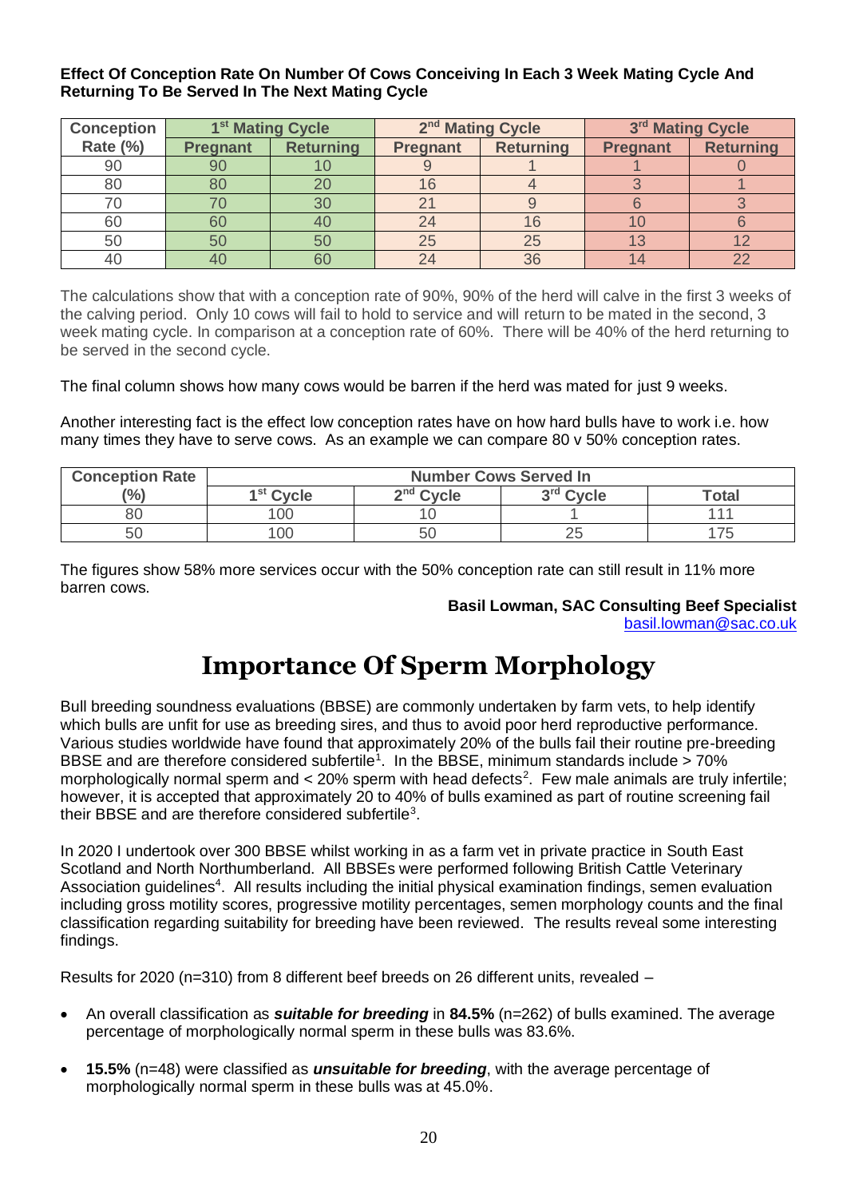**Effect Of Conception Rate On Number Of Cows Conceiving In Each 3 Week Mating Cycle And Returning To Be Served In The Next Mating Cycle**

| Conception Rate (%) | 1st Mating Cycle | | 2nd Mating Cycle | | 3rd Mating Cycle | |
|---|---|---|---|---|---|---|
| | Pregnant | Returning | Pregnant | Returning | Pregnant | Returning |
| 90 | 90 | 10 | 9 | 1 | 1 | 0 |
| 80 | 80 | 20 | 16 | 4 | 3 | 1 |
| 70 | 70 | 30 | 21 | 9 | 6 | 3 |
| 60 | 60 | 40 | 24 | 16 | 10 | 6 |
| 50 | 50 | 50 | 25 | 25 | 13 | 12 |
| 40 | 40 | 60 | 24 | 36 | 14 | 22 |

The calculations show that with a conception rate of 90%, 90% of the herd will calve in the first 3 weeks of the calving period. Only 10 cows will fail to hold to service and will return to be mated in the second, 3 week mating cycle. In comparison at a conception rate of 60%. There will be 40% of the herd returning to be served in the second cycle.

The final column shows how many cows would be barren if the herd was mated for just 9 weeks.

Another interesting fact is the effect low conception rates have on how hard bulls have to work i.e. how many times they have to serve cows. As an example we can compare 80 v 50% conception rates.

| Conception Rate (%) | Number Cows Served In | | | |
|---|---|---|---|---|
| | 1st Cycle | 2nd Cycle | 3rd Cycle | Total |
| 80 | 100 | 10 | 1 | 111 |
| 50 | 100 | 50 | 25 | 175 |

The figures show 58% more services occur with the 50% conception rate can still result in 11% more barren cows.

**Basil Lowman, SAC Consulting Beef Specialist**
basil.lowman@sac.co.uk

# Importance Of Sperm Morphology

Bull breeding soundness evaluations (BBSE) are commonly undertaken by farm vets, to help identify which bulls are unfit for use as breeding sires, and thus to avoid poor herd reproductive performance. Various studies worldwide have found that approximately 20% of the bulls fail their routine pre-breeding BBSE and are therefore considered subfertile[1]. In the BBSE, minimum standards include > 70% morphologically normal sperm and < 20% sperm with head defects[2]. Few male animals are truly infertile; however, it is accepted that approximately 20 to 40% of bulls examined as part of routine screening fail their BBSE and are therefore considered subfertile[3].

In 2020 I undertook over 300 BBSE whilst working in as a farm vet in private practice in South East Scotland and North Northumberland. All BBSEs were performed following British Cattle Veterinary Association guidelines[4]. All results including the initial physical examination findings, semen evaluation including gross motility scores, progressive motility percentages, semen morphology counts and the final classification regarding suitability for breeding have been reviewed. The results reveal some interesting findings.

Results for 2020 (n=310) from 8 different beef breeds on 26 different units, revealed –

- An overall classification as ***suitable for breeding*** in **84.5%** (n=262) of bulls examined. The average percentage of morphologically normal sperm in these bulls was 83.6%.
- **15.5%** (n=48) were classified as ***unsuitable for breeding***, with the average percentage of morphologically normal sperm in these bulls was at 45.0%.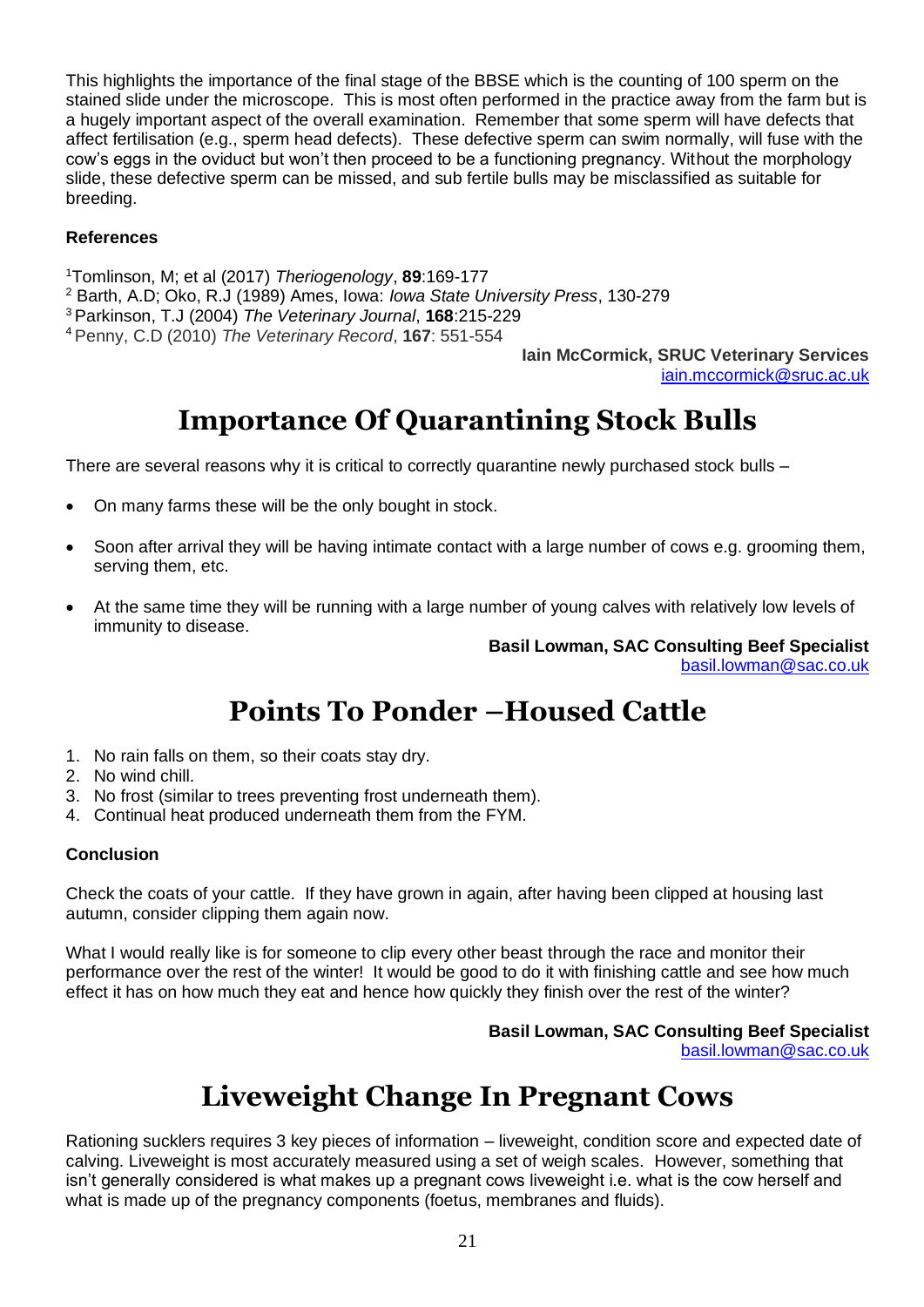This highlights the importance of the final stage of the BBSE which is the counting of 100 sperm on the stained slide under the microscope. This is most often performed in the practice away from the farm but is a hugely important aspect of the overall examination. Remember that some sperm will have defects that affect fertilisation (e.g., sperm head defects). These defective sperm can swim normally, will fuse with the cow's eggs in the oviduct but won't then proceed to be a functioning pregnancy. Without the morphology slide, these defective sperm can be missed, and sub fertile bulls may be misclassified as suitable for breeding.

**References**

[1] Tomlinson, M; et al (2017) *Theriogenology*, **89**:169-177
[2] Barth, A.D; Oko, R.J (1989) Ames, Iowa: *Iowa State University Press*, 130-279
[3] Parkinson, T.J (2004) *The Veterinary Journal*, **168**:215-229
[4] Penny, C.D (2010) *The Veterinary Record*, **167**: 551-554

**Iain McCormick, SRUC Veterinary Services**
iain.mccormick@sruc.ac.uk

# Importance Of Quarantining Stock Bulls

There are several reasons why it is critical to correctly quarantine newly purchased stock bulls –

- On many farms these will be the only bought in stock.
- Soon after arrival they will be having intimate contact with a large number of cows e.g. grooming them, serving them, etc.
- At the same time they will be running with a large number of young calves with relatively low levels of immunity to disease.

**Basil Lowman, SAC Consulting Beef Specialist**
basil.lowman@sac.co.uk

# Points To Ponder –Housed Cattle

1. No rain falls on them, so their coats stay dry.
2. No wind chill.
3. No frost (similar to trees preventing frost underneath them).
4. Continual heat produced underneath them from the FYM.

**Conclusion**

Check the coats of your cattle. If they have grown in again, after having been clipped at housing last autumn, consider clipping them again now.

What I would really like is for someone to clip every other beast through the race and monitor their performance over the rest of the winter! It would be good to do it with finishing cattle and see how much effect it has on how much they eat and hence how quickly they finish over the rest of the winter?

**Basil Lowman, SAC Consulting Beef Specialist**
basil.lowman@sac.co.uk

# Liveweight Change In Pregnant Cows

Rationing sucklers requires 3 key pieces of information – liveweight, condition score and expected date of calving. Liveweight is most accurately measured using a set of weigh scales. However, something that isn't generally considered is what makes up a pregnant cows liveweight i.e. what is the cow herself and what is made up of the pregnancy components (foetus, membranes and fluids).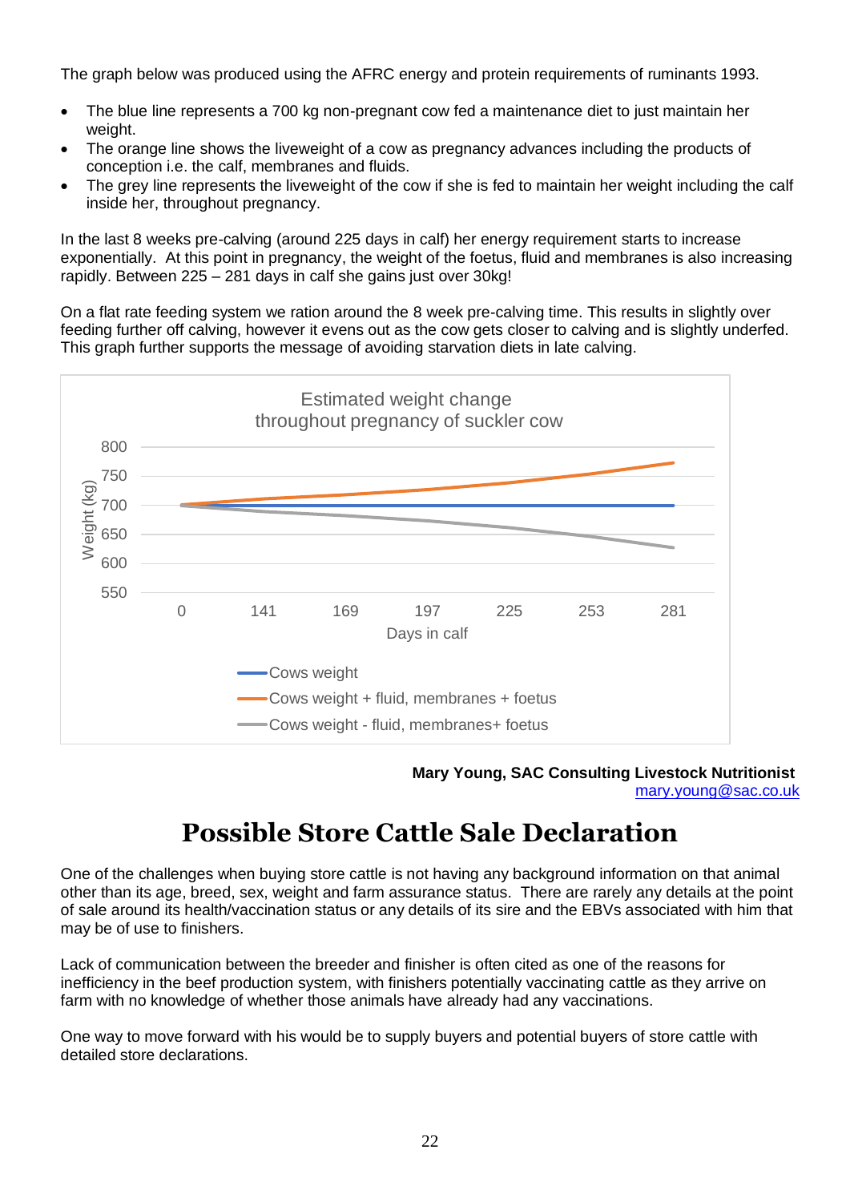The graph below was produced using the AFRC energy and protein requirements of ruminants 1993.

- The blue line represents a 700 kg non-pregnant cow fed a maintenance diet to just maintain her weight.
- The orange line shows the liveweight of a cow as pregnancy advances including the products of conception i.e. the calf, membranes and fluids.
- The grey line represents the liveweight of the cow if she is fed to maintain her weight including the calf inside her, throughout pregnancy.

In the last 8 weeks pre-calving (around 225 days in calf) her energy requirement starts to increase exponentially. At this point in pregnancy, the weight of the foetus, fluid and membranes is also increasing rapidly. Between 225 – 281 days in calf she gains just over 30kg!

On a flat rate feeding system we ration around the 8 week pre-calving time. This results in slightly over feeding further off calving, however it evens out as the cow gets closer to calving and is slightly underfed. This graph further supports the message of avoiding starvation diets in late calving.

Estimated weight change throughout pregnancy of suckler cow

Weight (kg): 550, 600, 650, 700, 750, 800

Days in calf: 0, 141, 169, 197, 225, 253, 281

- Cows weight
- Cows weight + fluid, membranes + foetus
- Cows weight - fluid, membranes+ foetus

**Mary Young, SAC Consulting Livestock Nutritionist**
mary.young@sac.co.uk

# Possible Store Cattle Sale Declaration

One of the challenges when buying store cattle is not having any background information on that animal other than its age, breed, sex, weight and farm assurance status. There are rarely any details at the point of sale around its health/vaccination status or any details of its sire and the EBVs associated with him that may be of use to finishers.

Lack of communication between the breeder and finisher is often cited as one of the reasons for inefficiency in the beef production system, with finishers potentially vaccinating cattle as they arrive on farm with no knowledge of whether those animals have already had any vaccinations.

One way to move forward with his would be to supply buyers and potential buyers of store cattle with detailed store declarations.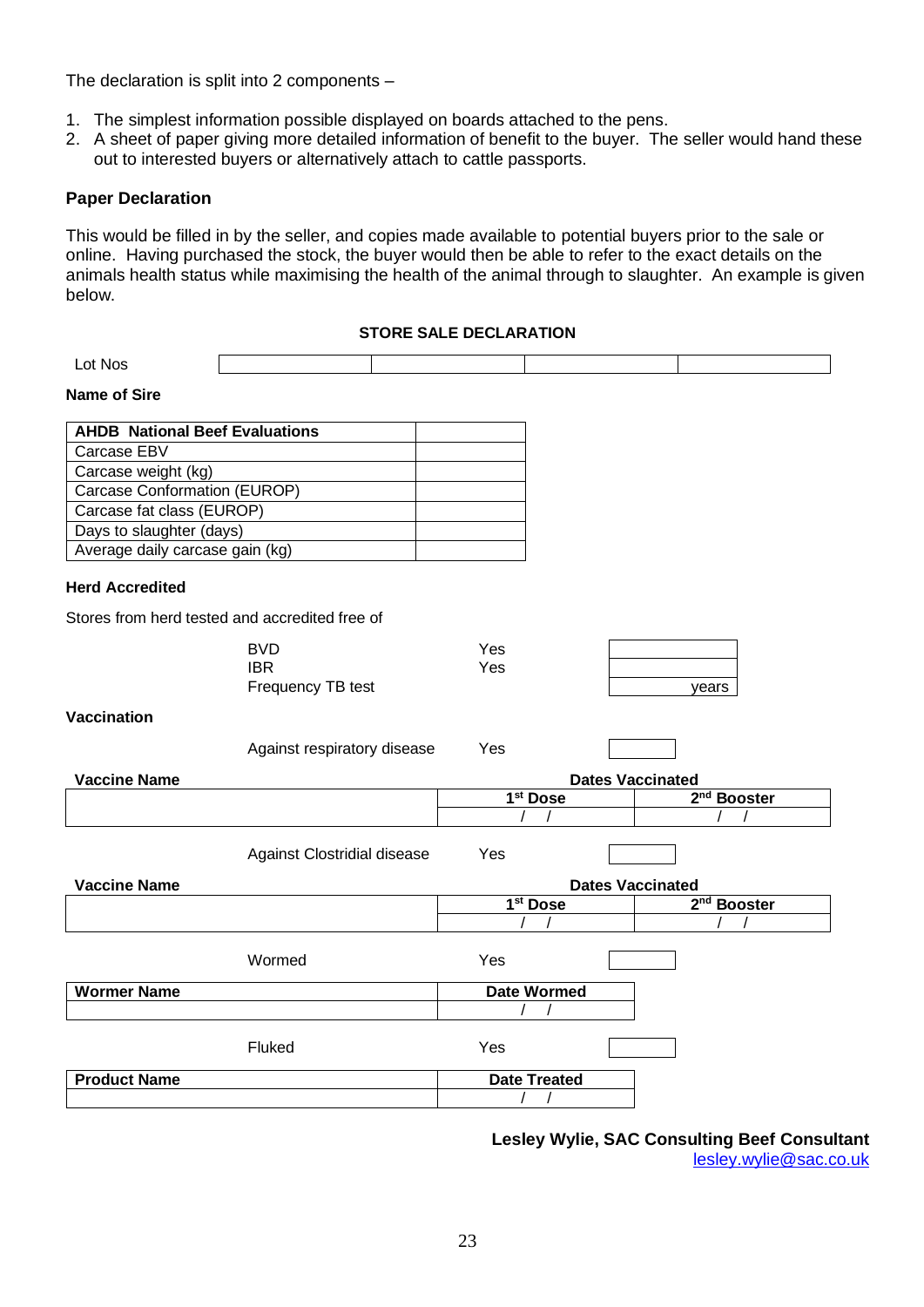The declaration is split into 2 components –

1. The simplest information possible displayed on boards attached to the pens.
2. A sheet of paper giving more detailed information of benefit to the buyer. The seller would hand these out to interested buyers or alternatively attach to cattle passports.

**Paper Declaration**

This would be filled in by the seller, and copies made available to potential buyers prior to the sale or online. Having purchased the stock, the buyer would then be able to refer to the exact details on the animals health status while maximising the health of the animal through to slaughter. An example is given below.

**STORE SALE DECLARATION**

| Lot Nos | | | | |
|---|---|---|---|---|

**Name of Sire**

| **AHDB National Beef Evaluations** | |
|---|---|
| Carcase EBV | |
| Carcase weight (kg) | |
| Carcase Conformation (EUROP) | |
| Carcase fat class (EUROP) | |
| Days to slaughter (days) | |
| Average daily carcase gain (kg) | |

**Herd Accredited**

Stores from herd tested and accredited free of

| | | |
|---|---|---|
| BVD | Yes | |
| IBR | Yes | |
| Frequency TB test | | years |

**Vaccination**

Against respiratory disease Yes

| **Vaccine Name** | **Dates Vaccinated** | |
|---|---|---|
| | **1st Dose** | **2nd Booster** |
| | / / | / / |

Against Clostridial disease Yes

| **Vaccine Name** | **Dates Vaccinated** | |
|---|---|---|
| | **1st Dose** | **2nd Booster** |
| | / / | / / |

Wormed Yes

| **Wormer Name** | **Date Wormed** |
|---|---|
| | / / |

Fluked Yes

| **Product Name** | **Date Treated** |
|---|---|
| | / / |

**Lesley Wylie, SAC Consulting Beef Consultant**
lesley.wylie@sac.co.uk